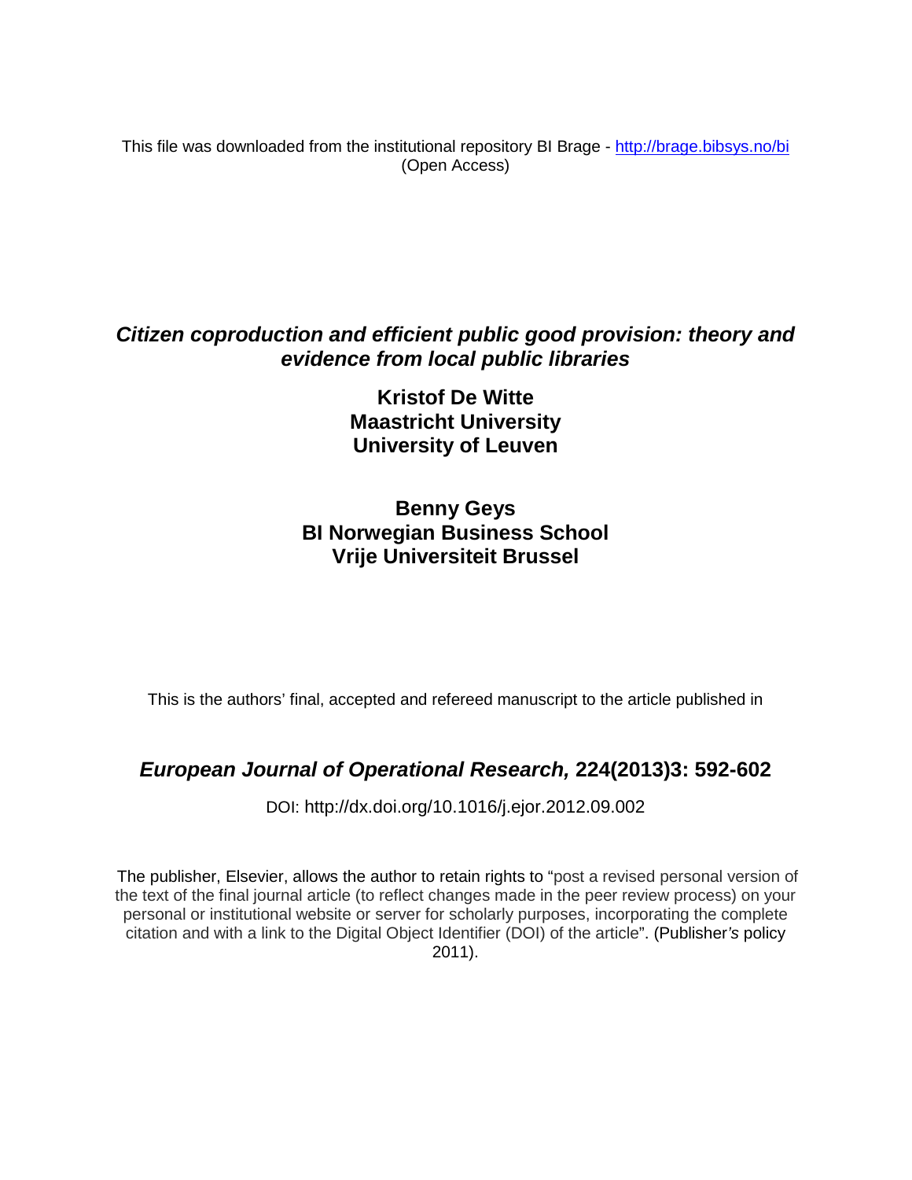This file was downloaded from the institutional repository BI Brage - http://brage.bibsys.no/bi (Open Access)

# *Citizen coproduction and efficient public good provision: theory and evidence from local public libraries*

**Kristof De Witte**
**Maastricht University**
**University of Leuven**

**Benny Geys**
**BI Norwegian Business School**
**Vrije Universiteit Brussel**

This is the authors' final, accepted and refereed manuscript to the article published in

## *European Journal of Operational Research,* 224(2013)3: 592-602

DOI: http://dx.doi.org/10.1016/j.ejor.2012.09.002

The publisher, Elsevier, allows the author to retain rights to "post a revised personal version of the text of the final journal article (to reflect changes made in the peer review process) on your personal or institutional website or server for scholarly purposes, incorporating the complete citation and with a link to the Digital Object Identifier (DOI) of the article". (Publisher's policy 2011).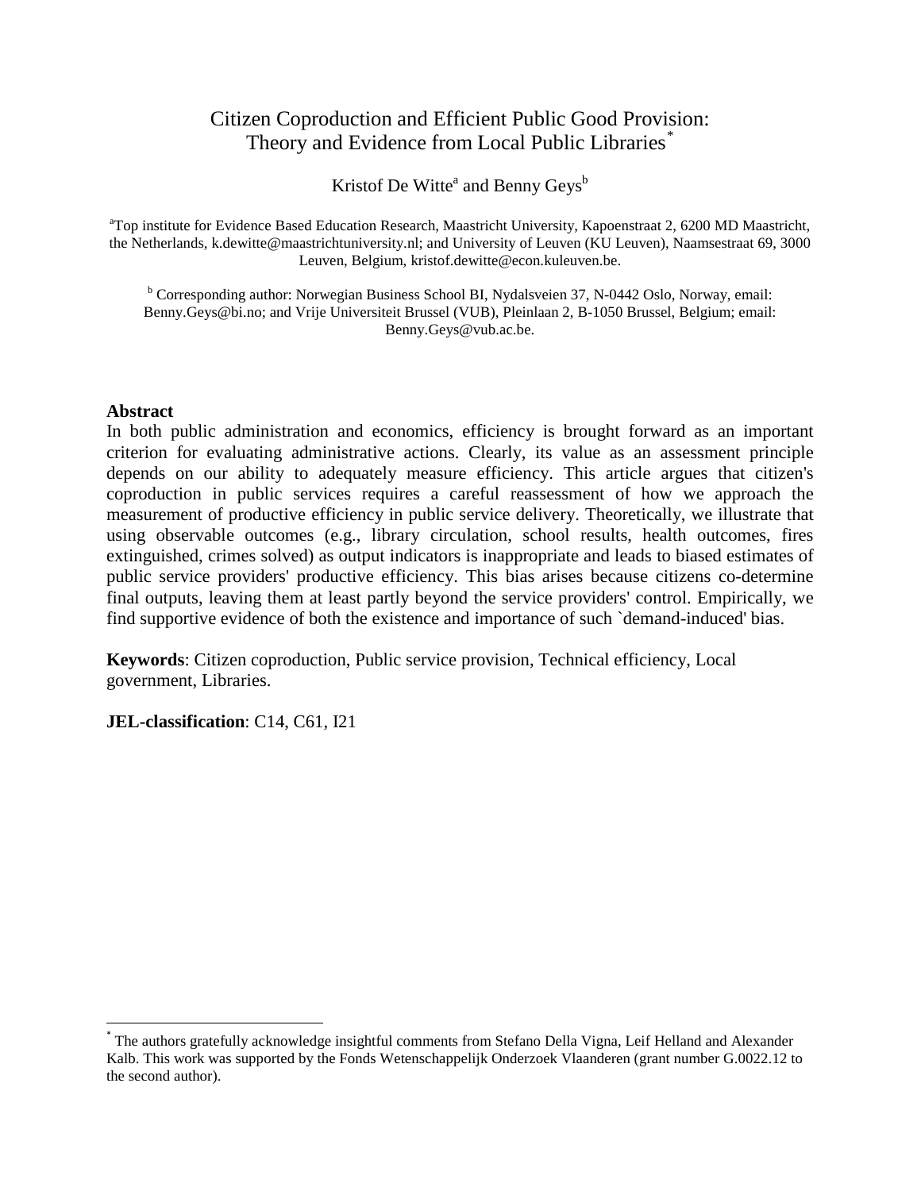# Citizen Coproduction and Efficient Public Good Provision: Theory and Evidence from Local Public Libraries[*]

Kristof De Witte[a] and Benny Geys[b]

[a]Top institute for Evidence Based Education Research, Maastricht University, Kapoenstraat 2, 6200 MD Maastricht, the Netherlands, k.dewitte@maastrichtuniversity.nl; and University of Leuven (KU Leuven), Naamsestraat 69, 3000 Leuven, Belgium, kristof.dewitte@econ.kuleuven.be.

[b] Corresponding author: Norwegian Business School BI, Nydalsveien 37, N-0442 Oslo, Norway, email: Benny.Geys@bi.no; and Vrije Universiteit Brussel (VUB), Pleinlaan 2, B-1050 Brussel, Belgium; email: Benny.Geys@vub.ac.be.

**Abstract**

In both public administration and economics, efficiency is brought forward as an important criterion for evaluating administrative actions. Clearly, its value as an assessment principle depends on our ability to adequately measure efficiency. This article argues that citizen's coproduction in public services requires a careful reassessment of how we approach the measurement of productive efficiency in public service delivery. Theoretically, we illustrate that using observable outcomes (e.g., library circulation, school results, health outcomes, fires extinguished, crimes solved) as output indicators is inappropriate and leads to biased estimates of public service providers' productive efficiency. This bias arises because citizens co-determine final outputs, leaving them at least partly beyond the service providers' control. Empirically, we find supportive evidence of both the existence and importance of such `demand-induced' bias.

**Keywords**: Citizen coproduction, Public service provision, Technical efficiency, Local government, Libraries.

**JEL-classification**: C14, C61, I21

[*] The authors gratefully acknowledge insightful comments from Stefano Della Vigna, Leif Helland and Alexander Kalb. This work was supported by the Fonds Wetenschappelijk Onderzoek Vlaanderen (grant number G.0022.12 to the second author).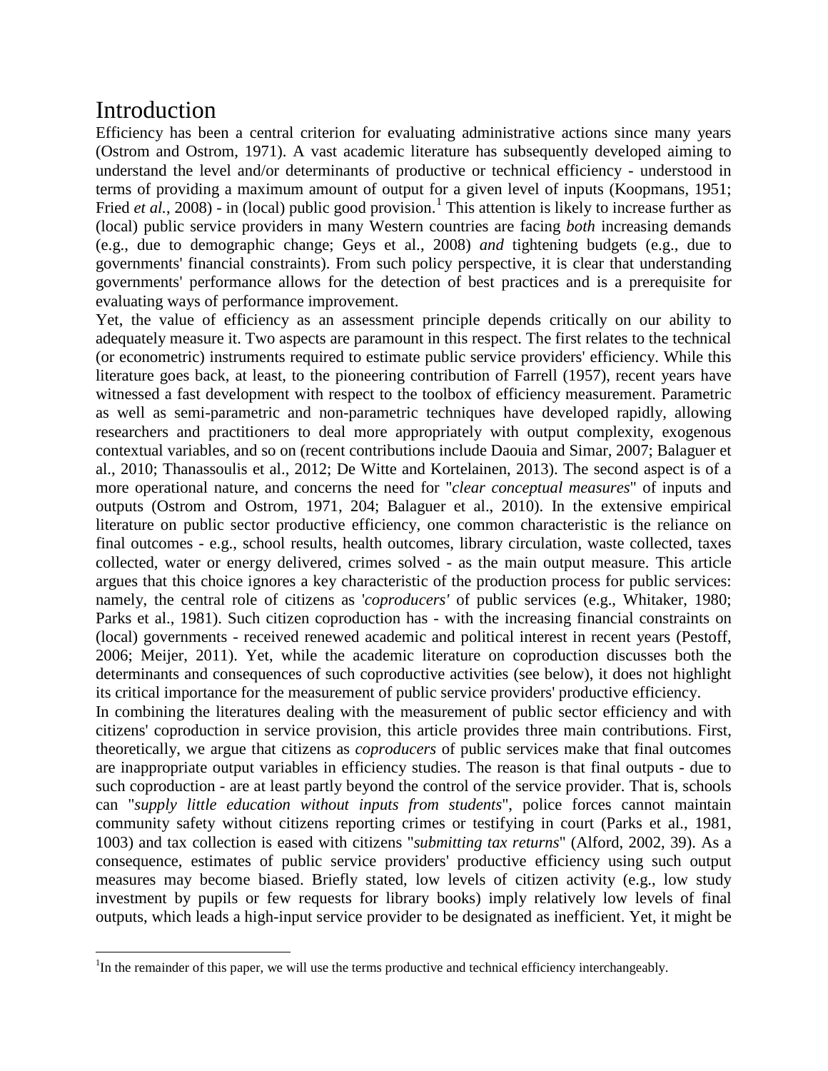# Introduction

Efficiency has been a central criterion for evaluating administrative actions since many years (Ostrom and Ostrom, 1971). A vast academic literature has subsequently developed aiming to understand the level and/or determinants of productive or technical efficiency - understood in terms of providing a maximum amount of output for a given level of inputs (Koopmans, 1951; Fried *et al.*, 2008) - in (local) public good provision.[1] This attention is likely to increase further as (local) public service providers in many Western countries are facing *both* increasing demands (e.g., due to demographic change; Geys et al., 2008) *and* tightening budgets (e.g., due to governments' financial constraints). From such policy perspective, it is clear that understanding governments' performance allows for the detection of best practices and is a prerequisite for evaluating ways of performance improvement.

Yet, the value of efficiency as an assessment principle depends critically on our ability to adequately measure it. Two aspects are paramount in this respect. The first relates to the technical (or econometric) instruments required to estimate public service providers' efficiency. While this literature goes back, at least, to the pioneering contribution of Farrell (1957), recent years have witnessed a fast development with respect to the toolbox of efficiency measurement. Parametric as well as semi-parametric and non-parametric techniques have developed rapidly, allowing researchers and practitioners to deal more appropriately with output complexity, exogenous contextual variables, and so on (recent contributions include Daouia and Simar, 2007; Balaguer et al., 2010; Thanassoulis et al., 2012; De Witte and Kortelainen, 2013). The second aspect is of a more operational nature, and concerns the need for "*clear conceptual measures*" of inputs and outputs (Ostrom and Ostrom, 1971, 204; Balaguer et al., 2010). In the extensive empirical literature on public sector productive efficiency, one common characteristic is the reliance on final outcomes - e.g., school results, health outcomes, library circulation, waste collected, taxes collected, water or energy delivered, crimes solved - as the main output measure. This article argues that this choice ignores a key characteristic of the production process for public services: namely, the central role of citizens as '*coproducers*' of public services (e.g., Whitaker, 1980; Parks et al., 1981). Such citizen coproduction has - with the increasing financial constraints on (local) governments - received renewed academic and political interest in recent years (Pestoff, 2006; Meijer, 2011). Yet, while the academic literature on coproduction discusses both the determinants and consequences of such coproductive activities (see below), it does not highlight its critical importance for the measurement of public service providers' productive efficiency.

In combining the literatures dealing with the measurement of public sector efficiency and with citizens' coproduction in service provision, this article provides three main contributions. First, theoretically, we argue that citizens as *coproducers* of public services make that final outcomes are inappropriate output variables in efficiency studies. The reason is that final outputs - due to such coproduction - are at least partly beyond the control of the service provider. That is, schools can "*supply little education without inputs from students*", police forces cannot maintain community safety without citizens reporting crimes or testifying in court (Parks et al., 1981, 1003) and tax collection is eased with citizens "*submitting tax returns*" (Alford, 2002, 39). As a consequence, estimates of public service providers' productive efficiency using such output measures may become biased. Briefly stated, low levels of citizen activity (e.g., low study investment by pupils or few requests for library books) imply relatively low levels of final outputs, which leads a high-input service provider to be designated as inefficient. Yet, it might be

[1] In the remainder of this paper, we will use the terms productive and technical efficiency interchangeably.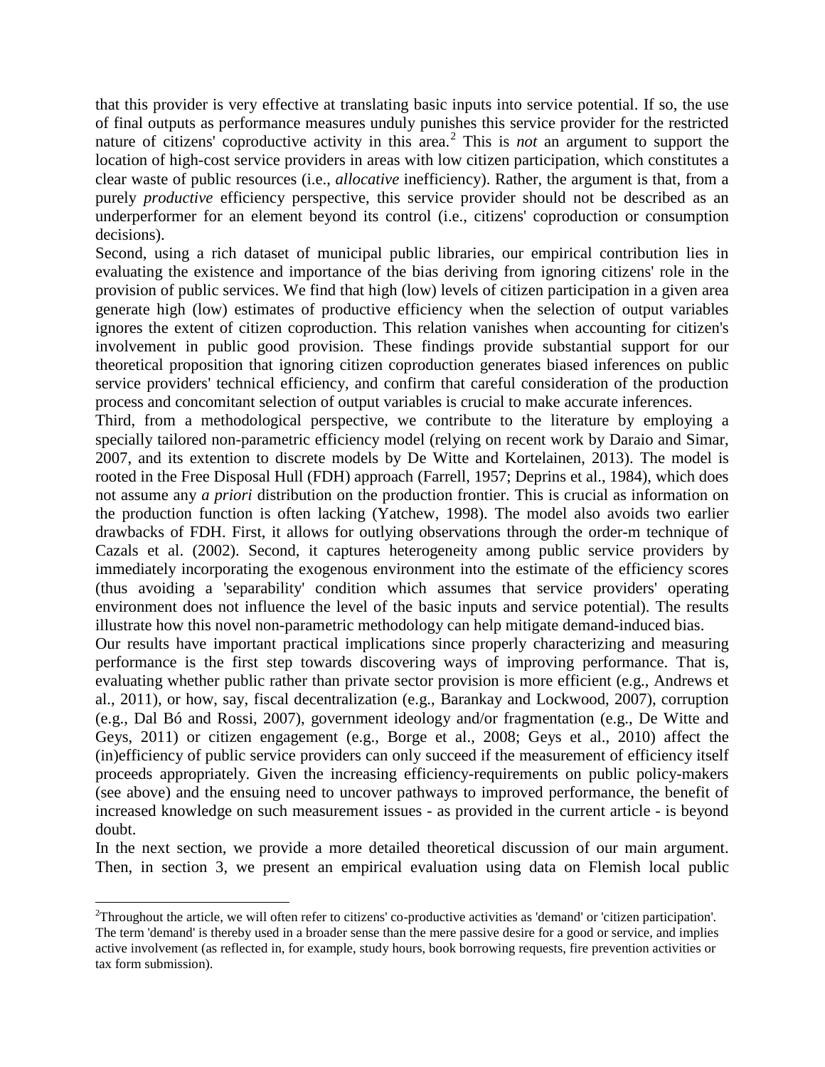that this provider is very effective at translating basic inputs into service potential. If so, the use of final outputs as performance measures unduly punishes this service provider for the restricted nature of citizens' coproductive activity in this area.[2] This is *not* an argument to support the location of high-cost service providers in areas with low citizen participation, which constitutes a clear waste of public resources (i.e., *allocative* inefficiency). Rather, the argument is that, from a purely *productive* efficiency perspective, this service provider should not be described as an underperformer for an element beyond its control (i.e., citizens' coproduction or consumption decisions).

Second, using a rich dataset of municipal public libraries, our empirical contribution lies in evaluating the existence and importance of the bias deriving from ignoring citizens' role in the provision of public services. We find that high (low) levels of citizen participation in a given area generate high (low) estimates of productive efficiency when the selection of output variables ignores the extent of citizen coproduction. This relation vanishes when accounting for citizen's involvement in public good provision. These findings provide substantial support for our theoretical proposition that ignoring citizen coproduction generates biased inferences on public service providers' technical efficiency, and confirm that careful consideration of the production process and concomitant selection of output variables is crucial to make accurate inferences.

Third, from a methodological perspective, we contribute to the literature by employing a specially tailored non-parametric efficiency model (relying on recent work by Daraio and Simar, 2007, and its extention to discrete models by De Witte and Kortelainen, 2013). The model is rooted in the Free Disposal Hull (FDH) approach (Farrell, 1957; Deprins et al., 1984), which does not assume any *a priori* distribution on the production frontier. This is crucial as information on the production function is often lacking (Yatchew, 1998). The model also avoids two earlier drawbacks of FDH. First, it allows for outlying observations through the order-m technique of Cazals et al. (2002). Second, it captures heterogeneity among public service providers by immediately incorporating the exogenous environment into the estimate of the efficiency scores (thus avoiding a 'separability' condition which assumes that service providers' operating environment does not influence the level of the basic inputs and service potential). The results illustrate how this novel non-parametric methodology can help mitigate demand-induced bias.

Our results have important practical implications since properly characterizing and measuring performance is the first step towards discovering ways of improving performance. That is, evaluating whether public rather than private sector provision is more efficient (e.g., Andrews et al., 2011), or how, say, fiscal decentralization (e.g., Barankay and Lockwood, 2007), corruption (e.g., Dal Bó and Rossi, 2007), government ideology and/or fragmentation (e.g., De Witte and Geys, 2011) or citizen engagement (e.g., Borge et al., 2008; Geys et al., 2010) affect the (in)efficiency of public service providers can only succeed if the measurement of efficiency itself proceeds appropriately. Given the increasing efficiency-requirements on public policy-makers (see above) and the ensuing need to uncover pathways to improved performance, the benefit of increased knowledge on such measurement issues - as provided in the current article - is beyond doubt.

In the next section, we provide a more detailed theoretical discussion of our main argument. Then, in section 3, we present an empirical evaluation using data on Flemish local public

[2] Throughout the article, we will often refer to citizens' co-productive activities as 'demand' or 'citizen participation'. The term 'demand' is thereby used in a broader sense than the mere passive desire for a good or service, and implies active involvement (as reflected in, for example, study hours, book borrowing requests, fire prevention activities or tax form submission).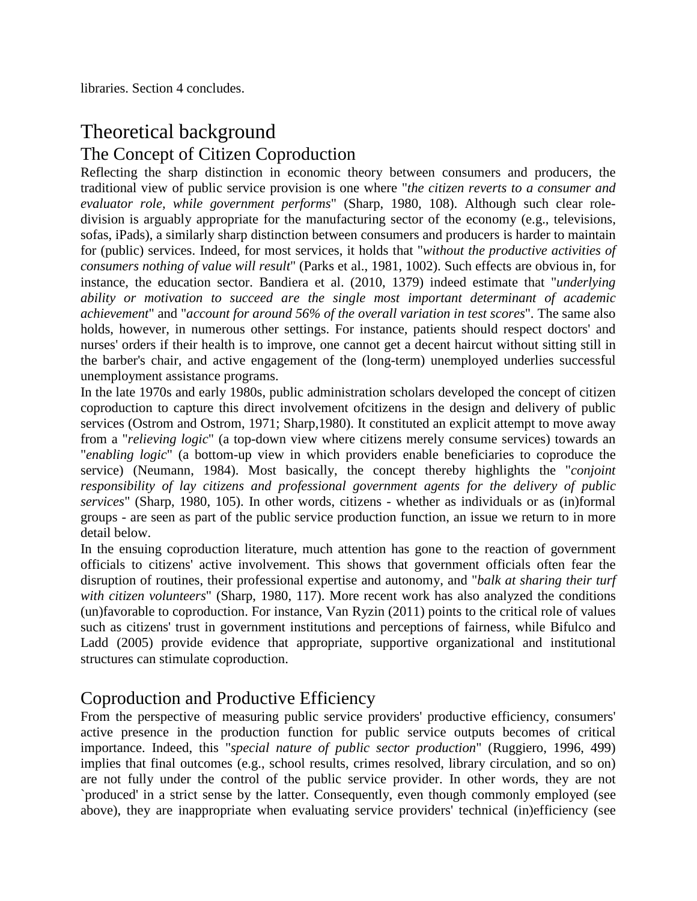libraries. Section 4 concludes.

# Theoretical background

## The Concept of Citizen Coproduction

Reflecting the sharp distinction in economic theory between consumers and producers, the traditional view of public service provision is one where "*the citizen reverts to a consumer and evaluator role, while government performs*" (Sharp, 1980, 108). Although such clear role-division is arguably appropriate for the manufacturing sector of the economy (e.g., televisions, sofas, iPads), a similarly sharp distinction between consumers and producers is harder to maintain for (public) services. Indeed, for most services, it holds that "*without the productive activities of consumers nothing of value will result*" (Parks et al., 1981, 1002). Such effects are obvious in, for instance, the education sector. Bandiera et al. (2010, 1379) indeed estimate that "*underlying ability or motivation to succeed are the single most important determinant of academic achievement*" and "*account for around 56% of the overall variation in test scores*". The same also holds, however, in numerous other settings. For instance, patients should respect doctors' and nurses' orders if their health is to improve, one cannot get a decent haircut without sitting still in the barber's chair, and active engagement of the (long-term) unemployed underlies successful unemployment assistance programs.

In the late 1970s and early 1980s, public administration scholars developed the concept of citizen coproduction to capture this direct involvement ofcitizens in the design and delivery of public services (Ostrom and Ostrom, 1971; Sharp,1980). It constituted an explicit attempt to move away from a "*relieving logic*" (a top-down view where citizens merely consume services) towards an "*enabling logic*" (a bottom-up view in which providers enable beneficiaries to coproduce the service) (Neumann, 1984). Most basically, the concept thereby highlights the "*conjoint responsibility of lay citizens and professional government agents for the delivery of public services*" (Sharp, 1980, 105). In other words, citizens - whether as individuals or as (in)formal groups - are seen as part of the public service production function, an issue we return to in more detail below.

In the ensuing coproduction literature, much attention has gone to the reaction of government officials to citizens' active involvement. This shows that government officials often fear the disruption of routines, their professional expertise and autonomy, and "*balk at sharing their turf with citizen volunteers*" (Sharp, 1980, 117). More recent work has also analyzed the conditions (un)favorable to coproduction. For instance, Van Ryzin (2011) points to the critical role of values such as citizens' trust in government institutions and perceptions of fairness, while Bifulco and Ladd (2005) provide evidence that appropriate, supportive organizational and institutional structures can stimulate coproduction.

## Coproduction and Productive Efficiency

From the perspective of measuring public service providers' productive efficiency, consumers' active presence in the production function for public service outputs becomes of critical importance. Indeed, this "*special nature of public sector production*" (Ruggiero, 1996, 499) implies that final outcomes (e.g., school results, crimes resolved, library circulation, and so on) are not fully under the control of the public service provider. In other words, they are not `produced' in a strict sense by the latter. Consequently, even though commonly employed (see above), they are inappropriate when evaluating service providers' technical (in)efficiency (see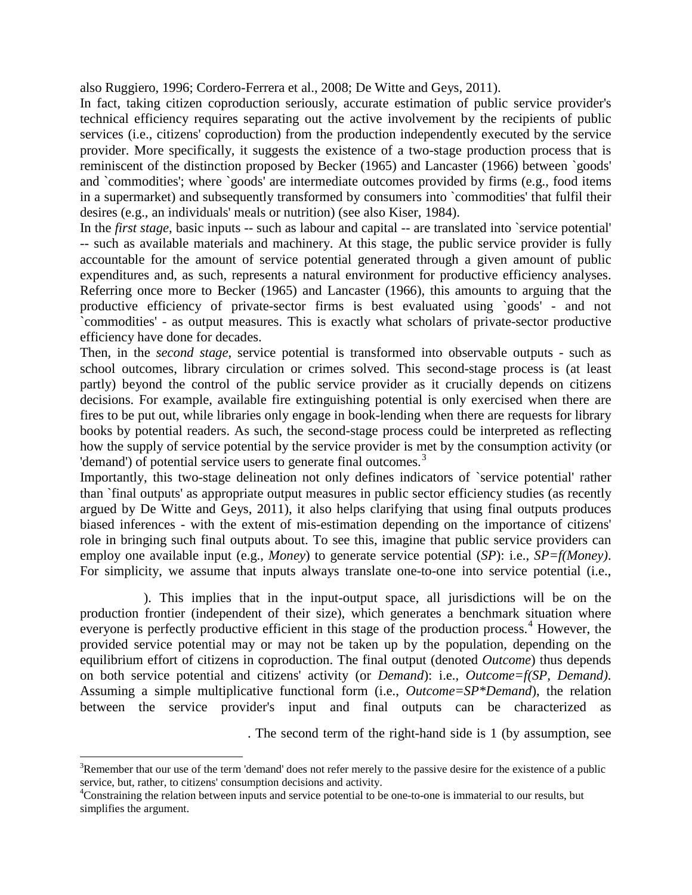also Ruggiero, 1996; Cordero-Ferrera et al., 2008; De Witte and Geys, 2011).

In fact, taking citizen coproduction seriously, accurate estimation of public service provider's technical efficiency requires separating out the active involvement by the recipients of public services (i.e., citizens' coproduction) from the production independently executed by the service provider. More specifically, it suggests the existence of a two-stage production process that is reminiscent of the distinction proposed by Becker (1965) and Lancaster (1966) between `goods' and `commodities'; where `goods' are intermediate outcomes provided by firms (e.g., food items in a supermarket) and subsequently transformed by consumers into `commodities' that fulfil their desires (e.g., an individuals' meals or nutrition) (see also Kiser, 1984).

In the *first stage*, basic inputs -- such as labour and capital -- are translated into `service potential' -- such as available materials and machinery. At this stage, the public service provider is fully accountable for the amount of service potential generated through a given amount of public expenditures and, as such, represents a natural environment for productive efficiency analyses. Referring once more to Becker (1965) and Lancaster (1966), this amounts to arguing that the productive efficiency of private-sector firms is best evaluated using `goods' - and not `commodities' - as output measures. This is exactly what scholars of private-sector productive efficiency have done for decades.

Then, in the *second stage*, service potential is transformed into observable outputs - such as school outcomes, library circulation or crimes solved. This second-stage process is (at least partly) beyond the control of the public service provider as it crucially depends on citizens decisions. For example, available fire extinguishing potential is only exercised when there are fires to be put out, while libraries only engage in book-lending when there are requests for library books by potential readers. As such, the second-stage process could be interpreted as reflecting how the supply of service potential by the service provider is met by the consumption activity (or 'demand') of potential service users to generate final outcomes.[3]

Importantly, this two-stage delineation not only defines indicators of `service potential' rather than `final outputs' as appropriate output measures in public sector efficiency studies (as recently argued by De Witte and Geys, 2011), it also helps clarifying that using final outputs produces biased inferences - with the extent of mis-estimation depending on the importance of citizens' role in bringing such final outputs about. To see this, imagine that public service providers can employ one available input (e.g., *Money*) to generate service potential (*SP*): i.e., *SP=f(Money)*. For simplicity, we assume that inputs always translate one-to-one into service potential (i.e.,

). This implies that in the input-output space, all jurisdictions will be on the production frontier (independent of their size), which generates a benchmark situation where everyone is perfectly productive efficient in this stage of the production process.[4] However, the provided service potential may or may not be taken up by the population, depending on the equilibrium effort of citizens in coproduction. The final output (denoted *Outcome*) thus depends on both service potential and citizens' activity (or *Demand*): i.e., *Outcome=f(SP, Demand)*. Assuming a simple multiplicative functional form (i.e., *Outcome=SP\*Demand*), the relation between the service provider's input and final outputs can be characterized as

. The second term of the right-hand side is 1 (by assumption, see

[3]Remember that our use of the term 'demand' does not refer merely to the passive desire for the existence of a public service, but, rather, to citizens' consumption decisions and activity.

[4]Constraining the relation between inputs and service potential to be one-to-one is immaterial to our results, but simplifies the argument.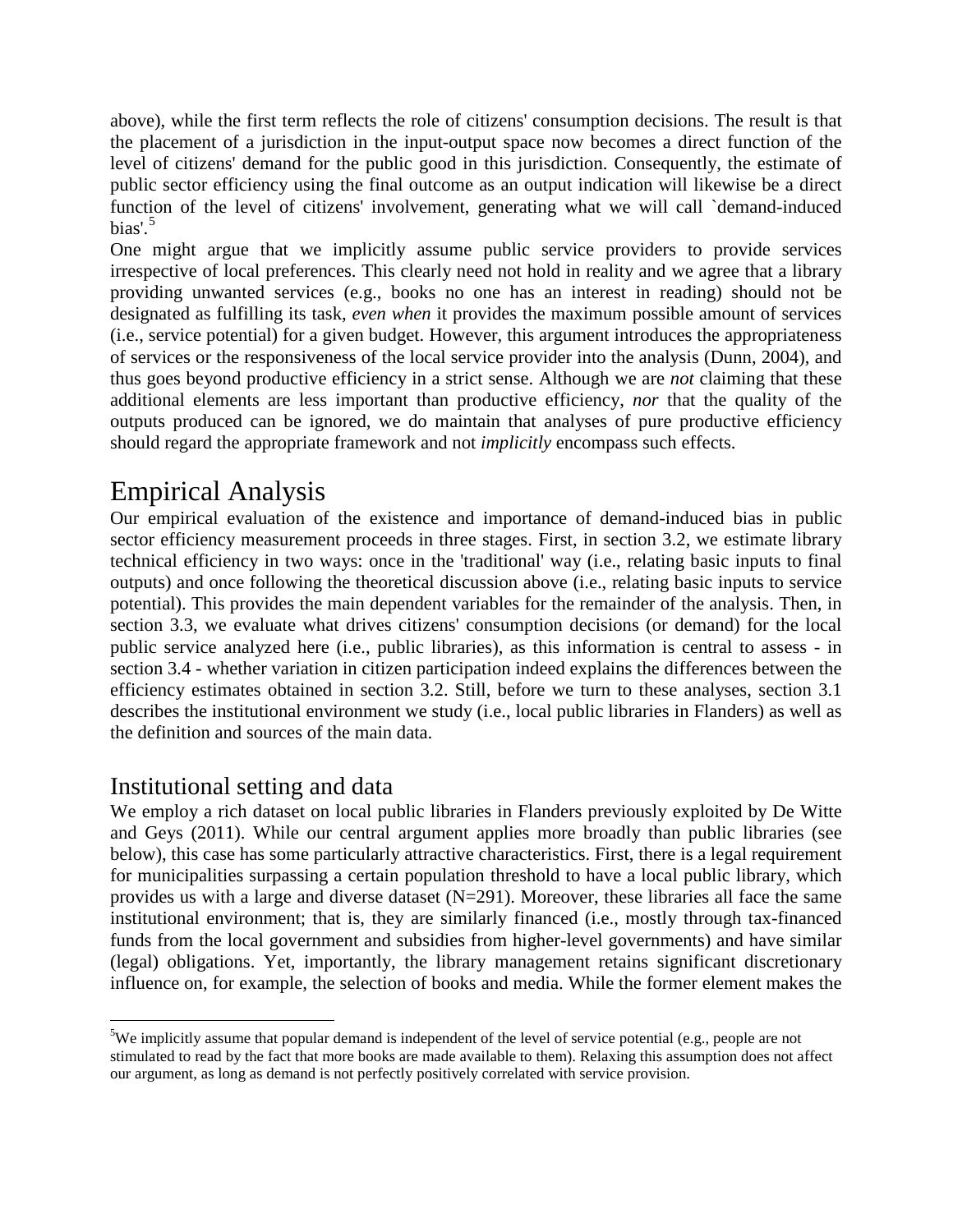above), while the first term reflects the role of citizens' consumption decisions. The result is that the placement of a jurisdiction in the input-output space now becomes a direct function of the level of citizens' demand for the public good in this jurisdiction. Consequently, the estimate of public sector efficiency using the final outcome as an output indication will likewise be a direct function of the level of citizens' involvement, generating what we will call `demand-induced bias'.[5]

One might argue that we implicitly assume public service providers to provide services irrespective of local preferences. This clearly need not hold in reality and we agree that a library providing unwanted services (e.g., books no one has an interest in reading) should not be designated as fulfilling its task, *even when* it provides the maximum possible amount of services (i.e., service potential) for a given budget. However, this argument introduces the appropriateness of services or the responsiveness of the local service provider into the analysis (Dunn, 2004), and thus goes beyond productive efficiency in a strict sense. Although we are *not* claiming that these additional elements are less important than productive efficiency, *nor* that the quality of the outputs produced can be ignored, we do maintain that analyses of pure productive efficiency should regard the appropriate framework and not *implicitly* encompass such effects.

# Empirical Analysis

Our empirical evaluation of the existence and importance of demand-induced bias in public sector efficiency measurement proceeds in three stages. First, in section 3.2, we estimate library technical efficiency in two ways: once in the 'traditional' way (i.e., relating basic inputs to final outputs) and once following the theoretical discussion above (i.e., relating basic inputs to service potential). This provides the main dependent variables for the remainder of the analysis. Then, in section 3.3, we evaluate what drives citizens' consumption decisions (or demand) for the local public service analyzed here (i.e., public libraries), as this information is central to assess - in section 3.4 - whether variation in citizen participation indeed explains the differences between the efficiency estimates obtained in section 3.2. Still, before we turn to these analyses, section 3.1 describes the institutional environment we study (i.e., local public libraries in Flanders) as well as the definition and sources of the main data.

## Institutional setting and data

We employ a rich dataset on local public libraries in Flanders previously exploited by De Witte and Geys (2011). While our central argument applies more broadly than public libraries (see below), this case has some particularly attractive characteristics. First, there is a legal requirement for municipalities surpassing a certain population threshold to have a local public library, which provides us with a large and diverse dataset (N=291). Moreover, these libraries all face the same institutional environment; that is, they are similarly financed (i.e., mostly through tax-financed funds from the local government and subsidies from higher-level governments) and have similar (legal) obligations. Yet, importantly, the library management retains significant discretionary influence on, for example, the selection of books and media. While the former element makes the

[5] We implicitly assume that popular demand is independent of the level of service potential (e.g., people are not stimulated to read by the fact that more books are made available to them). Relaxing this assumption does not affect our argument, as long as demand is not perfectly positively correlated with service provision.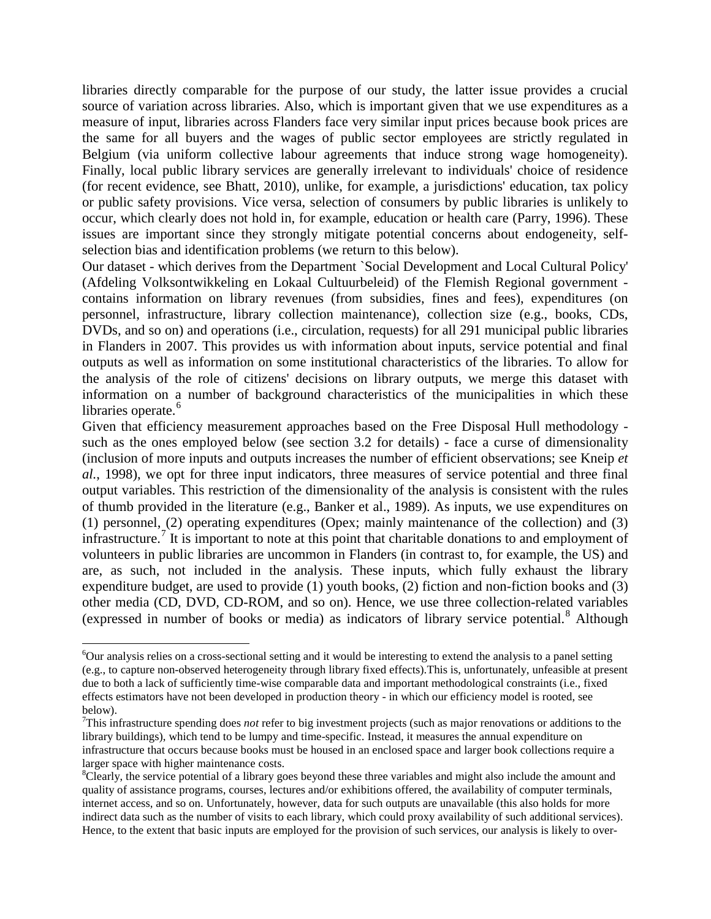libraries directly comparable for the purpose of our study, the latter issue provides a crucial source of variation across libraries. Also, which is important given that we use expenditures as a measure of input, libraries across Flanders face very similar input prices because book prices are the same for all buyers and the wages of public sector employees are strictly regulated in Belgium (via uniform collective labour agreements that induce strong wage homogeneity). Finally, local public library services are generally irrelevant to individuals' choice of residence (for recent evidence, see Bhatt, 2010), unlike, for example, a jurisdictions' education, tax policy or public safety provisions. Vice versa, selection of consumers by public libraries is unlikely to occur, which clearly does not hold in, for example, education or health care (Parry, 1996). These issues are important since they strongly mitigate potential concerns about endogeneity, self-selection bias and identification problems (we return to this below).

Our dataset - which derives from the Department `Social Development and Local Cultural Policy' (Afdeling Volksontwikkeling en Lokaal Cultuurbeleid) of the Flemish Regional government - contains information on library revenues (from subsidies, fines and fees), expenditures (on personnel, infrastructure, library collection maintenance), collection size (e.g., books, CDs, DVDs, and so on) and operations (i.e., circulation, requests) for all 291 municipal public libraries in Flanders in 2007. This provides us with information about inputs, service potential and final outputs as well as information on some institutional characteristics of the libraries. To allow for the analysis of the role of citizens' decisions on library outputs, we merge this dataset with information on a number of background characteristics of the municipalities in which these libraries operate.[6]

Given that efficiency measurement approaches based on the Free Disposal Hull methodology - such as the ones employed below (see section 3.2 for details) - face a curse of dimensionality (inclusion of more inputs and outputs increases the number of efficient observations; see Kneip *et al.*, 1998), we opt for three input indicators, three measures of service potential and three final output variables. This restriction of the dimensionality of the analysis is consistent with the rules of thumb provided in the literature (e.g., Banker et al., 1989). As inputs, we use expenditures on (1) personnel, (2) operating expenditures (Opex; mainly maintenance of the collection) and (3) infrastructure.[7] It is important to note at this point that charitable donations to and employment of volunteers in public libraries are uncommon in Flanders (in contrast to, for example, the US) and are, as such, not included in the analysis. These inputs, which fully exhaust the library expenditure budget, are used to provide (1) youth books, (2) fiction and non-fiction books and (3) other media (CD, DVD, CD-ROM, and so on). Hence, we use three collection-related variables (expressed in number of books or media) as indicators of library service potential.[8] Although

---

[6] Our analysis relies on a cross-sectional setting and it would be interesting to extend the analysis to a panel setting (e.g., to capture non-observed heterogeneity through library fixed effects).This is, unfortunately, unfeasible at present due to both a lack of sufficiently time-wise comparable data and important methodological constraints (i.e., fixed effects estimators have not been developed in production theory - in which our efficiency model is rooted, see below).

[7] This infrastructure spending does *not* refer to big investment projects (such as major renovations or additions to the library buildings), which tend to be lumpy and time-specific. Instead, it measures the annual expenditure on infrastructure that occurs because books must be housed in an enclosed space and larger book collections require a larger space with higher maintenance costs.

[8] Clearly, the service potential of a library goes beyond these three variables and might also include the amount and quality of assistance programs, courses, lectures and/or exhibitions offered, the availability of computer terminals, internet access, and so on. Unfortunately, however, data for such outputs are unavailable (this also holds for more indirect data such as the number of visits to each library, which could proxy availability of such additional services). Hence, to the extent that basic inputs are employed for the provision of such services, our analysis is likely to over-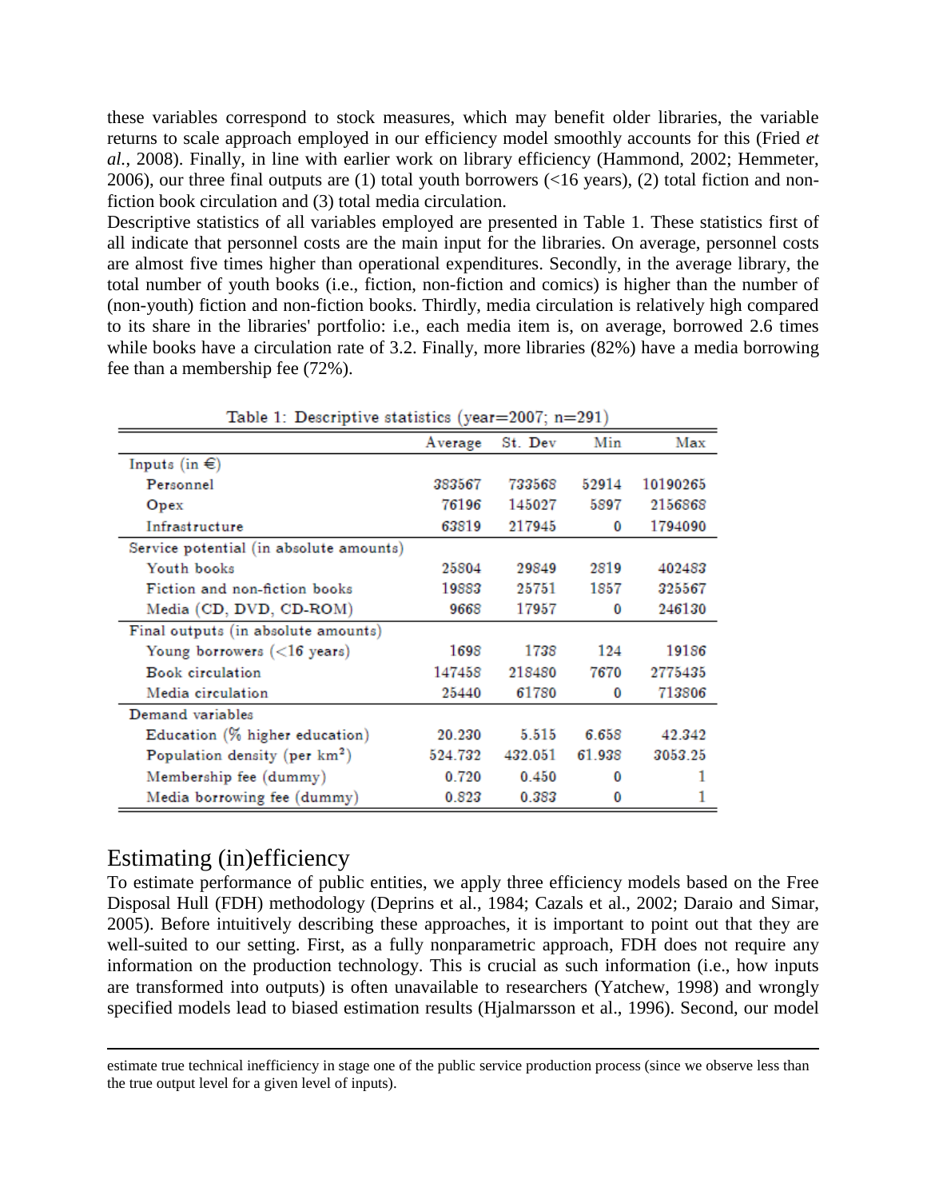these variables correspond to stock measures, which may benefit older libraries, the variable returns to scale approach employed in our efficiency model smoothly accounts for this (Fried *et al.*, 2008). Finally, in line with earlier work on library efficiency (Hammond, 2002; Hemmeter, 2006), our three final outputs are (1) total youth borrowers (<16 years), (2) total fiction and non-fiction book circulation and (3) total media circulation.

Descriptive statistics of all variables employed are presented in Table 1. These statistics first of all indicate that personnel costs are the main input for the libraries. On average, personnel costs are almost five times higher than operational expenditures. Secondly, in the average library, the total number of youth books (i.e., fiction, non-fiction and comics) is higher than the number of (non-youth) fiction and non-fiction books. Thirdly, media circulation is relatively high compared to its share in the libraries' portfolio: i.e., each media item is, on average, borrowed 2.6 times while books have a circulation rate of 3.2. Finally, more libraries (82%) have a media borrowing fee than a membership fee (72%).

Table 1: Descriptive statistics (year=2007; n=291)

| | Average | St. Dev | Min | Max |
|---|---|---|---|---|
| Inputs (in €) | | | | |
| Personnel | 383567 | 733568 | 52914 | 10190265 |
| Opex | 76196 | 145027 | 5897 | 2156868 |
| Infrastructure | 63819 | 217945 | 0 | 1794090 |
| Service potential (in absolute amounts) | | | | |
| Youth books | 25804 | 29849 | 2819 | 402483 |
| Fiction and non-fiction books | 19883 | 25751 | 1857 | 325567 |
| Media (CD, DVD, CD-ROM) | 9668 | 17957 | 0 | 246130 |
| Final outputs (in absolute amounts) | | | | |
| Young borrowers (<16 years) | 1698 | 1738 | 124 | 19186 |
| Book circulation | 147458 | 218480 | 7670 | 2775435 |
| Media circulation | 25440 | 61780 | 0 | 713806 |
| Demand variables | | | | |
| Education (% higher education) | 20.230 | 5.515 | 6.658 | 42.342 |
| Population density (per km$^2$) | 524.732 | 432.051 | 61.938 | 3053.25 |
| Membership fee (dummy) | 0.720 | 0.450 | 0 | 1 |
| Media borrowing fee (dummy) | 0.823 | 0.383 | 0 | 1 |

## Estimating (in)efficiency

To estimate performance of public entities, we apply three efficiency models based on the Free Disposal Hull (FDH) methodology (Deprins et al., 1984; Cazals et al., 2002; Daraio and Simar, 2005). Before intuitively describing these approaches, it is important to point out that they are well-suited to our setting. First, as a fully nonparametric approach, FDH does not require any information on the production technology. This is crucial as such information (i.e., how inputs are transformed into outputs) is often unavailable to researchers (Yatchew, 1998) and wrongly specified models lead to biased estimation results (Hjalmarsson et al., 1996). Second, our model

estimate true technical inefficiency in stage one of the public service production process (since we observe less than the true output level for a given level of inputs).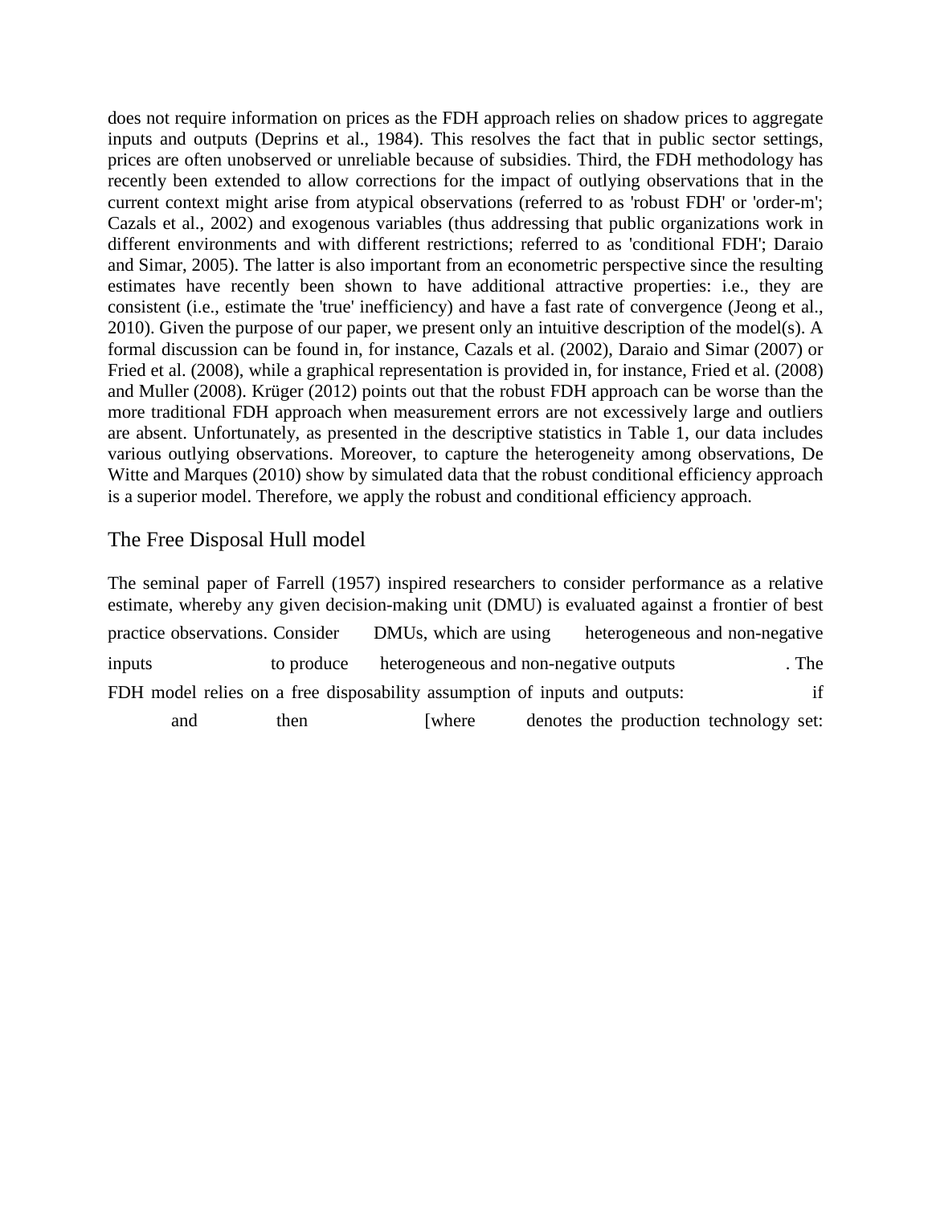does not require information on prices as the FDH approach relies on shadow prices to aggregate inputs and outputs (Deprins et al., 1984). This resolves the fact that in public sector settings, prices are often unobserved or unreliable because of subsidies. Third, the FDH methodology has recently been extended to allow corrections for the impact of outlying observations that in the current context might arise from atypical observations (referred to as 'robust FDH' or 'order-m'; Cazals et al., 2002) and exogenous variables (thus addressing that public organizations work in different environments and with different restrictions; referred to as 'conditional FDH'; Daraio and Simar, 2005). The latter is also important from an econometric perspective since the resulting estimates have recently been shown to have additional attractive properties: i.e., they are consistent (i.e., estimate the 'true' inefficiency) and have a fast rate of convergence (Jeong et al., 2010). Given the purpose of our paper, we present only an intuitive description of the model(s). A formal discussion can be found in, for instance, Cazals et al. (2002), Daraio and Simar (2007) or Fried et al. (2008), while a graphical representation is provided in, for instance, Fried et al. (2008) and Muller (2008). Krüger (2012) points out that the robust FDH approach can be worse than the more traditional FDH approach when measurement errors are not excessively large and outliers are absent. Unfortunately, as presented in the descriptive statistics in Table 1, our data includes various outlying observations. Moreover, to capture the heterogeneity among observations, De Witte and Marques (2010) show by simulated data that the robust conditional efficiency approach is a superior model. Therefore, we apply the robust and conditional efficiency approach.

## The Free Disposal Hull model

The seminal paper of Farrell (1957) inspired researchers to consider performance as a relative estimate, whereby any given decision-making unit (DMU) is evaluated against a frontier of best practice observations. Consider DMUs, which are using heterogeneous and non-negative inputs to produce heterogeneous and non-negative outputs . The FDH model relies on a free disposability assumption of inputs and outputs: if and then [where denotes the production technology set: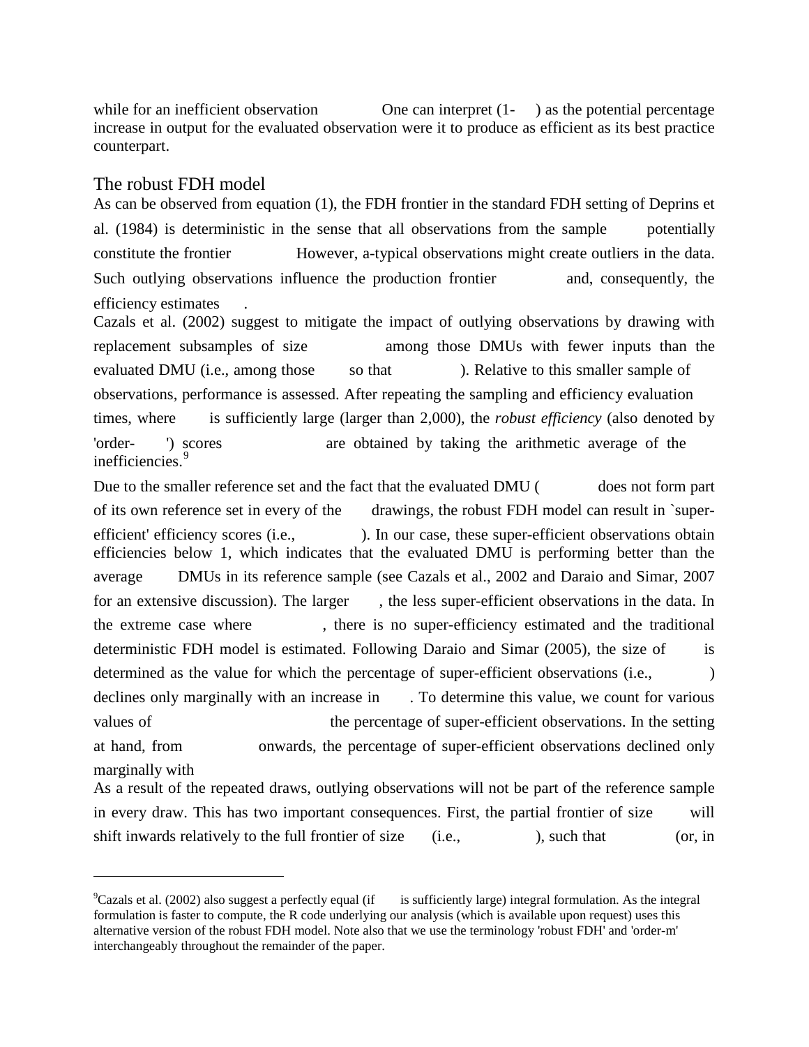while for an inefficient observation One can interpret (1- ) as the potential percentage increase in output for the evaluated observation were it to produce as efficient as its best practice counterpart.

## The robust FDH model

As can be observed from equation (1), the FDH frontier in the standard FDH setting of Deprins et al. (1984) is deterministic in the sense that all observations from the sample potentially constitute the frontier However, a-typical observations might create outliers in the data. Such outlying observations influence the production frontier and, consequently, the efficiency estimates .

Cazals et al. (2002) suggest to mitigate the impact of outlying observations by drawing with replacement subsamples of size among those DMUs with fewer inputs than the evaluated DMU (i.e., among those so that ). Relative to this smaller sample of observations, performance is assessed. After repeating the sampling and efficiency evaluation times, where is sufficiently large (larger than 2,000), the *robust efficiency* (also denoted by 'order- ') scores are obtained by taking the arithmetic average of the inefficiencies.[9]

Due to the smaller reference set and the fact that the evaluated DMU ( does not form part of its own reference set in every of the drawings, the robust FDH model can result in `super-efficient' efficiency scores (i.e., ). In our case, these super-efficient observations obtain efficiencies below 1, which indicates that the evaluated DMU is performing better than the average DMUs in its reference sample (see Cazals et al., 2002 and Daraio and Simar, 2007 for an extensive discussion). The larger , the less super-efficient observations in the data. In the extreme case where , there is no super-efficiency estimated and the traditional deterministic FDH model is estimated. Following Daraio and Simar (2005), the size of is determined as the value for which the percentage of super-efficient observations (i.e., ) declines only marginally with an increase in . To determine this value, we count for various values of the percentage of super-efficient observations. In the setting at hand, from onwards, the percentage of super-efficient observations declined only marginally with

As a result of the repeated draws, outlying observations will not be part of the reference sample in every draw. This has two important consequences. First, the partial frontier of size will shift inwards relatively to the full frontier of size (i.e., ), such that (or, in

---

[9]Cazals et al. (2002) also suggest a perfectly equal (if is sufficiently large) integral formulation. As the integral formulation is faster to compute, the R code underlying our analysis (which is available upon request) uses this alternative version of the robust FDH model. Note also that we use the terminology 'robust FDH' and 'order-m' interchangeably throughout the remainder of the paper.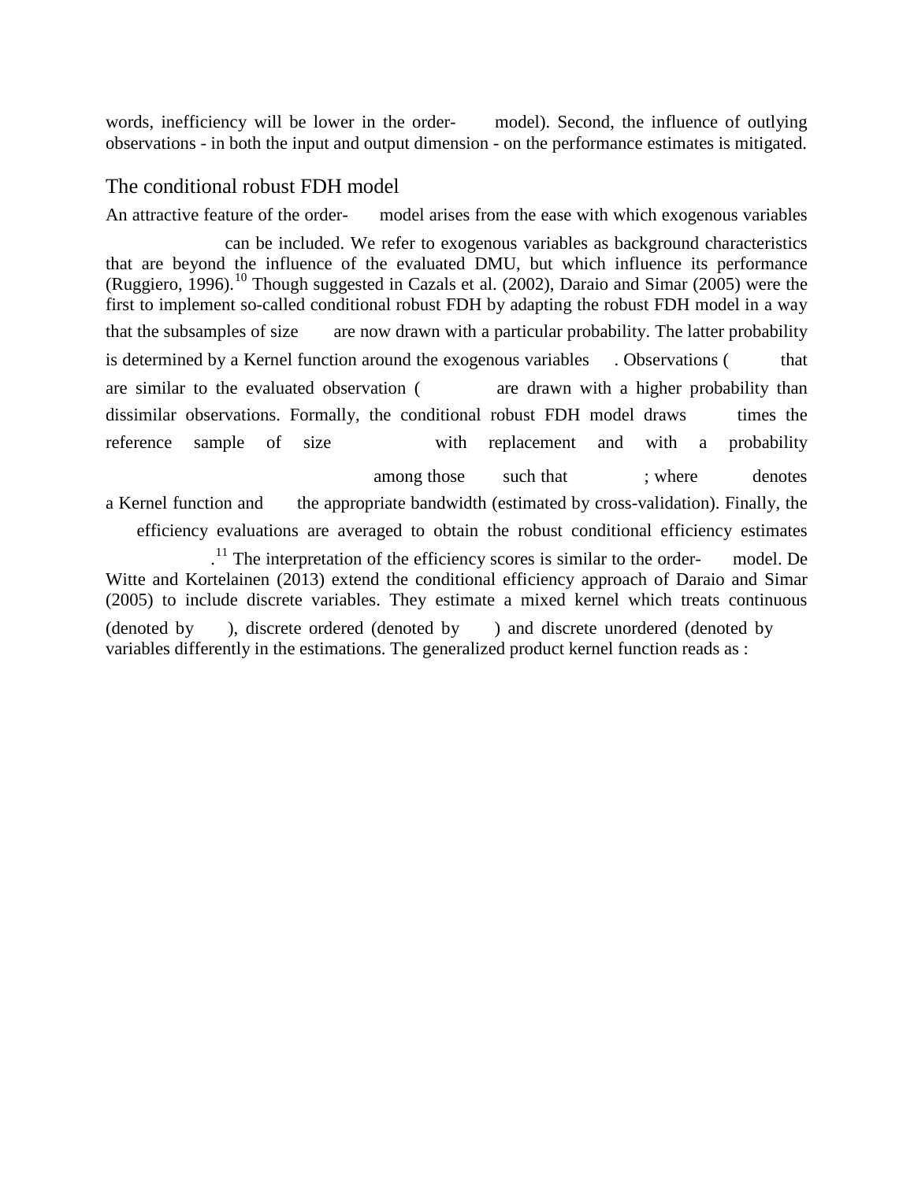words, inefficiency will be lower in the order- model). Second, the influence of outlying observations - in both the input and output dimension - on the performance estimates is mitigated.

## The conditional robust FDH model

An attractive feature of the order- model arises from the ease with which exogenous variables can be included. We refer to exogenous variables as background characteristics that are beyond the influence of the evaluated DMU, but which influence its performance (Ruggiero, 1996).[10] Though suggested in Cazals et al. (2002), Daraio and Simar (2005) were the first to implement so-called conditional robust FDH by adapting the robust FDH model in a way that the subsamples of size are now drawn with a particular probability. The latter probability is determined by a Kernel function around the exogenous variables . Observations ( that are similar to the evaluated observation ( are drawn with a higher probability than dissimilar observations. Formally, the conditional robust FDH model draws times the reference sample of size with replacement and with a probability among those such that ; where denotes a Kernel function and the appropriate bandwidth (estimated by cross-validation). Finally, the efficiency evaluations are averaged to obtain the robust conditional efficiency estimates .[11] The interpretation of the efficiency scores is similar to the order- model. De Witte and Kortelainen (2013) extend the conditional efficiency approach of Daraio and Simar (2005) to include discrete variables. They estimate a mixed kernel which treats continuous (denoted by ), discrete ordered (denoted by ) and discrete unordered (denoted by variables differently in the estimations. The generalized product kernel function reads as :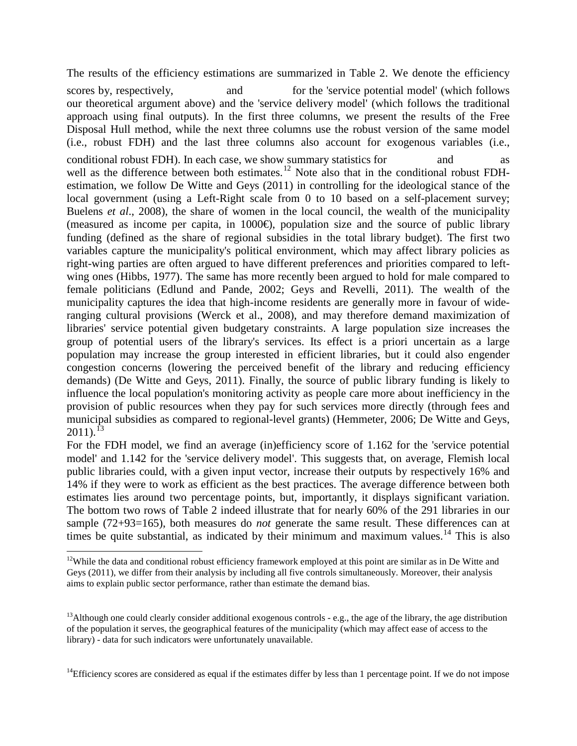The results of the efficiency estimations are summarized in Table 2. We denote the efficiency scores by, respectively, and for the 'service potential model' (which follows our theoretical argument above) and the 'service delivery model' (which follows the traditional approach using final outputs). In the first three columns, we present the results of the Free Disposal Hull method, while the next three columns use the robust version of the same model (i.e., robust FDH) and the last three columns also account for exogenous variables (i.e., conditional robust FDH). In each case, we show summary statistics for and as well as the difference between both estimates.[12] Note also that in the conditional robust FDH-estimation, we follow De Witte and Geys (2011) in controlling for the ideological stance of the local government (using a Left-Right scale from 0 to 10 based on a self-placement survey; Buelens *et al*., 2008), the share of women in the local council, the wealth of the municipality (measured as income per capita, in 1000€), population size and the source of public library funding (defined as the share of regional subsidies in the total library budget). The first two variables capture the municipality's political environment, which may affect library policies as right-wing parties are often argued to have different preferences and priorities compared to left-wing ones (Hibbs, 1977). The same has more recently been argued to hold for male compared to female politicians (Edlund and Pande, 2002; Geys and Revelli, 2011). The wealth of the municipality captures the idea that high-income residents are generally more in favour of wide-ranging cultural provisions (Werck et al., 2008), and may therefore demand maximization of libraries' service potential given budgetary constraints. A large population size increases the group of potential users of the library's services. Its effect is a priori uncertain as a large population may increase the group interested in efficient libraries, but it could also engender congestion concerns (lowering the perceived benefit of the library and reducing efficiency demands) (De Witte and Geys, 2011). Finally, the source of public library funding is likely to influence the local population's monitoring activity as people care more about inefficiency in the provision of public resources when they pay for such services more directly (through fees and municipal subsidies as compared to regional-level grants) (Hemmeter, 2006; De Witte and Geys, 2011).[13]

For the FDH model, we find an average (in)efficiency score of 1.162 for the 'service potential model' and 1.142 for the 'service delivery model'. This suggests that, on average, Flemish local public libraries could, with a given input vector, increase their outputs by respectively 16% and 14% if they were to work as efficient as the best practices. The average difference between both estimates lies around two percentage points, but, importantly, it displays significant variation. The bottom two rows of Table 2 indeed illustrate that for nearly 60% of the 291 libraries in our sample (72+93=165), both measures do *not* generate the same result. These differences can at times be quite substantial, as indicated by their minimum and maximum values.[14] This is also

[12] While the data and conditional robust efficiency framework employed at this point are similar as in De Witte and Geys (2011), we differ from their analysis by including all five controls simultaneously. Moreover, their analysis aims to explain public sector performance, rather than estimate the demand bias.

[13] Although one could clearly consider additional exogenous controls - e.g., the age of the library, the age distribution of the population it serves, the geographical features of the municipality (which may affect ease of access to the library) - data for such indicators were unfortunately unavailable.

[14] Efficiency scores are considered as equal if the estimates differ by less than 1 percentage point. If we do not impose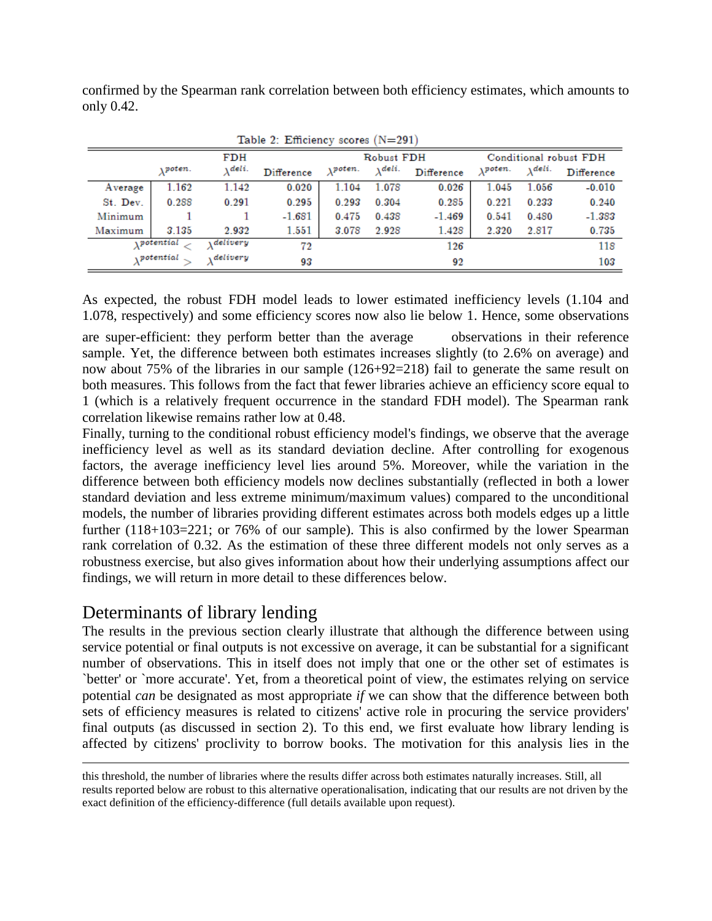confirmed by the Spearman rank correlation between both efficiency estimates, which amounts to only 0.42.

Table 2: Efficiency scores (N=291)

| | FDH | | | Robust FDH | | | Conditional robust FDH | | |
|---|---|---|---|---|---|---|---|---|---|
| | $\lambda^{poten.}$ | $\lambda^{deli.}$ | Difference | $\lambda^{poten.}$ | $\lambda^{deli.}$ | Difference | $\lambda^{poten.}$ | $\lambda^{deli.}$ | Difference |
| Average | 1.162 | 1.142 | 0.020 | 1.104 | 1.078 | 0.026 | 1.045 | 1.056 | -0.010 |
| St. Dev. | 0.288 | 0.291 | 0.295 | 0.293 | 0.304 | 0.285 | 0.221 | 0.233 | 0.240 |
| Minimum | 1 | 1 | -1.681 | 0.475 | 0.438 | -1.469 | 0.541 | 0.480 | -1.383 |
| Maximum | 3.135 | 2.932 | 1.551 | 3.078 | 2.928 | 1.428 | 2.320 | 2.817 | 0.735 |
| $\lambda^{potential} < \lambda^{delivery}$ | | | 72 | | | 126 | | | 118 |
| $\lambda^{potential} > \lambda^{delivery}$ | | | 93 | | | 92 | | | 103 |

As expected, the robust FDH model leads to lower estimated inefficiency levels (1.104 and 1.078, respectively) and some efficiency scores now also lie below 1. Hence, some observations are super-efficient: they perform better than the average observations in their reference sample. Yet, the difference between both estimates increases slightly (to 2.6% on average) and now about 75% of the libraries in our sample (126+92=218) fail to generate the same result on both measures. This follows from the fact that fewer libraries achieve an efficiency score equal to 1 (which is a relatively frequent occurrence in the standard FDH model). The Spearman rank correlation likewise remains rather low at 0.48.

Finally, turning to the conditional robust efficiency model's findings, we observe that the average inefficiency level as well as its standard deviation decline. After controlling for exogenous factors, the average inefficiency level lies around 5%. Moreover, while the variation in the difference between both efficiency models now declines substantially (reflected in both a lower standard deviation and less extreme minimum/maximum values) compared to the unconditional models, the number of libraries providing different estimates across both models edges up a little further (118+103=221; or 76% of our sample). This is also confirmed by the lower Spearman rank correlation of 0.32. As the estimation of these three different models not only serves as a robustness exercise, but also gives information about how their underlying assumptions affect our findings, we will return in more detail to these differences below.

## Determinants of library lending

The results in the previous section clearly illustrate that although the difference between using service potential or final outputs is not excessive on average, it can be substantial for a significant number of observations. This in itself does not imply that one or the other set of estimates is `better' or `more accurate'. Yet, from a theoretical point of view, the estimates relying on service potential *can* be designated as most appropriate *if* we can show that the difference between both sets of efficiency measures is related to citizens' active role in procuring the service providers' final outputs (as discussed in section 2). To this end, we first evaluate how library lending is affected by citizens' proclivity to borrow books. The motivation for this analysis lies in the

---

this threshold, the number of libraries where the results differ across both estimates naturally increases. Still, all results reported below are robust to this alternative operationalisation, indicating that our results are not driven by the exact definition of the efficiency-difference (full details available upon request).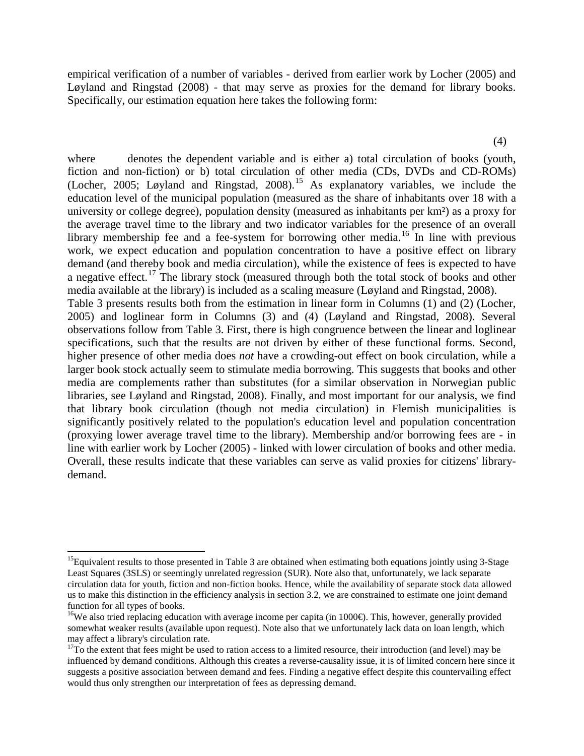empirical verification of a number of variables - derived from earlier work by Locher (2005) and Løyland and Ringstad (2008) - that may serve as proxies for the demand for library books. Specifically, our estimation equation here takes the following form:

(4)

where denotes the dependent variable and is either a) total circulation of books (youth, fiction and non-fiction) or b) total circulation of other media (CDs, DVDs and CD-ROMs) (Locher, 2005; Løyland and Ringstad, 2008).[15] As explanatory variables, we include the education level of the municipal population (measured as the share of inhabitants over 18 with a university or college degree), population density (measured as inhabitants per km²) as a proxy for the average travel time to the library and two indicator variables for the presence of an overall library membership fee and a fee-system for borrowing other media.[16] In line with previous work, we expect education and population concentration to have a positive effect on library demand (and thereby book and media circulation), while the existence of fees is expected to have a negative effect.[17] The library stock (measured through both the total stock of books and other media available at the library) is included as a scaling measure (Løyland and Ringstad, 2008).

Table 3 presents results both from the estimation in linear form in Columns (1) and (2) (Locher, 2005) and loglinear form in Columns (3) and (4) (Løyland and Ringstad, 2008). Several observations follow from Table 3. First, there is high congruence between the linear and loglinear specifications, such that the results are not driven by either of these functional forms. Second, higher presence of other media does *not* have a crowding-out effect on book circulation, while a larger book stock actually seem to stimulate media borrowing. This suggests that books and other media are complements rather than substitutes (for a similar observation in Norwegian public libraries, see Løyland and Ringstad, 2008). Finally, and most important for our analysis, we find that library book circulation (though not media circulation) in Flemish municipalities is significantly positively related to the population's education level and population concentration (proxying lower average travel time to the library). Membership and/or borrowing fees are - in line with earlier work by Locher (2005) - linked with lower circulation of books and other media. Overall, these results indicate that these variables can serve as valid proxies for citizens' library-demand.

---

[15] Equivalent results to those presented in Table 3 are obtained when estimating both equations jointly using 3-Stage Least Squares (3SLS) or seemingly unrelated regression (SUR). Note also that, unfortunately, we lack separate circulation data for youth, fiction and non-fiction books. Hence, while the availability of separate stock data allowed us to make this distinction in the efficiency analysis in section 3.2, we are constrained to estimate one joint demand function for all types of books.

[16] We also tried replacing education with average income per capita (in 1000€). This, however, generally provided somewhat weaker results (available upon request). Note also that we unfortunately lack data on loan length, which may affect a library's circulation rate.

[17] To the extent that fees might be used to ration access to a limited resource, their introduction (and level) may be influenced by demand conditions. Although this creates a reverse-causality issue, it is of limited concern here since it suggests a positive association between demand and fees. Finding a negative effect despite this countervailing effect would thus only strengthen our interpretation of fees as depressing demand.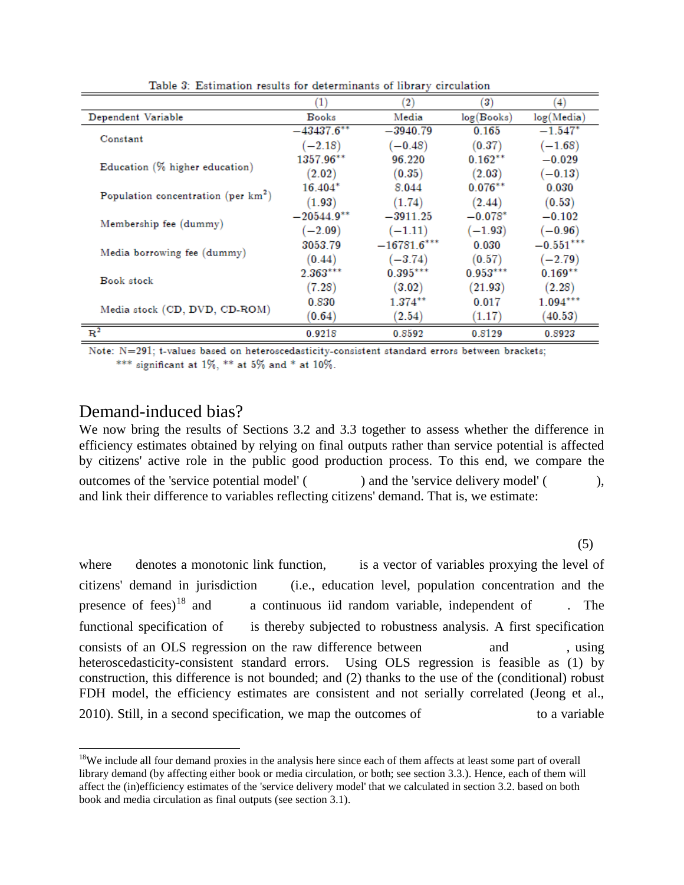Table 3: Estimation results for determinants of library circulation

| | (1) | (2) | (3) | (4) |
|---|---|---|---|---|
| Dependent Variable | Books | Media | log(Books) | log(Media) |
| Constant | −43437.6** | −3940.79 | 0.165 | −1.547* |
| | (−2.18) | (−0.48) | (0.37) | (−1.68) |
| Education (% higher education) | 1357.96** | 96.220 | 0.162** | −0.029 |
| | (2.02) | (0.35) | (2.03) | (−0.13) |
| Population concentration (per km$^2$) | 16.404* | 8.044 | 0.076** | 0.030 |
| | (1.93) | (1.74) | (2.44) | (0.53) |
| Membership fee (dummy) | −20544.9** | −3911.25 | −0.078* | −0.102 |
| | (−2.09) | (−1.11) | (−1.93) | (−0.96) |
| Media borrowing fee (dummy) | 3053.79 | −16781.6*** | 0.030 | −0.551*** |
| | (0.44) | (−3.74) | (0.57) | (−2.79) |
| Book stock | 2.363*** | 0.395*** | 0.953*** | 0.169** |
| | (7.28) | (3.02) | (21.93) | (2.28) |
| Media stock (CD, DVD, CD-ROM) | 0.830 | 1.374** | 0.017 | 1.094*** |
| | (0.64) | (2.54) | (1.17) | (40.53) |
| $R^2$ | 0.9218 | 0.8592 | 0.8129 | 0.8923 |

Note: N=291; t-values based on heteroscedasticity-consistent standard errors between brackets; *** significant at 1%, ** at 5% and * at 10%.

## Demand-induced bias?

We now bring the results of Sections 3.2 and 3.3 together to assess whether the difference in efficiency estimates obtained by relying on final outputs rather than service potential is affected by citizens' active role in the public good production process. To this end, we compare the outcomes of the 'service potential model' ( ) and the 'service delivery model' ( ), and link their difference to variables reflecting citizens' demand. That is, we estimate:

(5)

where denotes a monotonic link function, is a vector of variables proxying the level of citizens' demand in jurisdiction (i.e., education level, population concentration and the presence of fees)[18] and a continuous iid random variable, independent of . The functional specification of is thereby subjected to robustness analysis. A first specification consists of an OLS regression on the raw difference between and , using heteroscedasticity-consistent standard errors. Using OLS regression is feasible as (1) by construction, this difference is not bounded; and (2) thanks to the use of the (conditional) robust FDH model, the efficiency estimates are consistent and not serially correlated (Jeong et al., 2010). Still, in a second specification, we map the outcomes of to a variable

[18] We include all four demand proxies in the analysis here since each of them affects at least some part of overall library demand (by affecting either book or media circulation, or both; see section 3.3.). Hence, each of them will affect the (in)efficiency estimates of the 'service delivery model' that we calculated in section 3.2. based on both book and media circulation as final outputs (see section 3.1).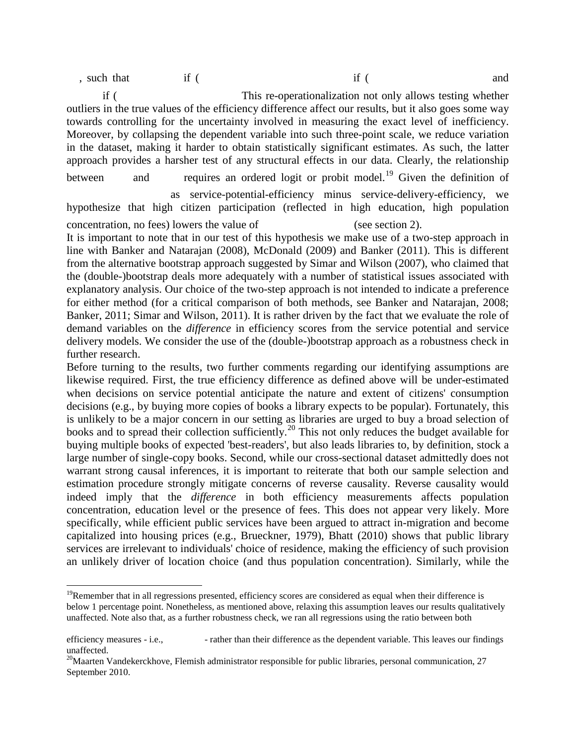, such that if ( if ( and if ( This re-operationalization not only allows testing whether outliers in the true values of the efficiency difference affect our results, but it also goes some way towards controlling for the uncertainty involved in measuring the exact level of inefficiency. Moreover, by collapsing the dependent variable into such three-point scale, we reduce variation in the dataset, making it harder to obtain statistically significant estimates. As such, the latter approach provides a harsher test of any structural effects in our data. Clearly, the relationship between and requires an ordered logit or probit model.[19] Given the definition of as service-potential-efficiency minus service-delivery-efficiency, we hypothesize that high citizen participation (reflected in high education, high population concentration, no fees) lowers the value of (see section 2).

It is important to note that in our test of this hypothesis we make use of a two-step approach in line with Banker and Natarajan (2008), McDonald (2009) and Banker (2011). This is different from the alternative bootstrap approach suggested by Simar and Wilson (2007), who claimed that the (double-)bootstrap deals more adequately with a number of statistical issues associated with explanatory analysis. Our choice of the two-step approach is not intended to indicate a preference for either method (for a critical comparison of both methods, see Banker and Natarajan, 2008; Banker, 2011; Simar and Wilson, 2011). It is rather driven by the fact that we evaluate the role of demand variables on the *difference* in efficiency scores from the service potential and service delivery models. We consider the use of the (double-)bootstrap approach as a robustness check in further research.

Before turning to the results, two further comments regarding our identifying assumptions are likewise required. First, the true efficiency difference as defined above will be under-estimated when decisions on service potential anticipate the nature and extent of citizens' consumption decisions (e.g., by buying more copies of books a library expects to be popular). Fortunately, this is unlikely to be a major concern in our setting as libraries are urged to buy a broad selection of books and to spread their collection sufficiently.[20] This not only reduces the budget available for buying multiple books of expected 'best-readers', but also leads libraries to, by definition, stock a large number of single-copy books. Second, while our cross-sectional dataset admittedly does not warrant strong causal inferences, it is important to reiterate that both our sample selection and estimation procedure strongly mitigate concerns of reverse causality. Reverse causality would indeed imply that the *difference* in both efficiency measurements affects population concentration, education level or the presence of fees. This does not appear very likely. More specifically, while efficient public services have been argued to attract in-migration and become capitalized into housing prices (e.g., Brueckner, 1979), Bhatt (2010) shows that public library services are irrelevant to individuals' choice of residence, making the efficiency of such provision an unlikely driver of location choice (and thus population concentration). Similarly, while the

---

[19]Remember that in all regressions presented, efficiency scores are considered as equal when their difference is below 1 percentage point. Nonetheless, as mentioned above, relaxing this assumption leaves our results qualitatively unaffected. Note also that, as a further robustness check, we ran all regressions using the ratio between both efficiency measures - i.e., - rather than their difference as the dependent variable. This leaves our findings unaffected.

[20]Maarten Vandekerckhove, Flemish administrator responsible for public libraries, personal communication, 27 September 2010.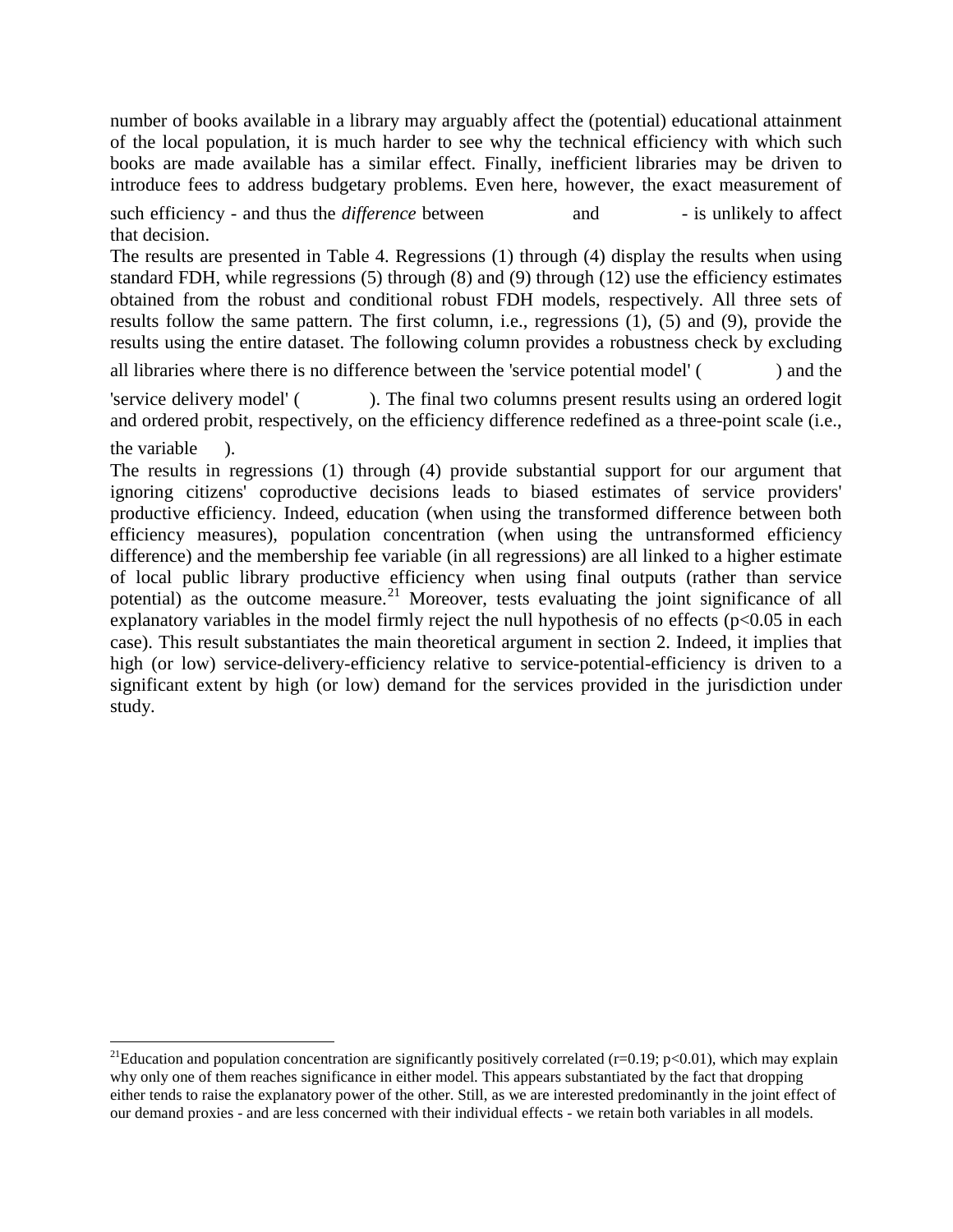number of books available in a library may arguably affect the (potential) educational attainment of the local population, it is much harder to see why the technical efficiency with which such books are made available has a similar effect. Finally, inefficient libraries may be driven to introduce fees to address budgetary problems. Even here, however, the exact measurement of such efficiency - and thus the *difference* between and - is unlikely to affect that decision.

The results are presented in Table 4. Regressions (1) through (4) display the results when using standard FDH, while regressions (5) through (8) and (9) through (12) use the efficiency estimates obtained from the robust and conditional robust FDH models, respectively. All three sets of results follow the same pattern. The first column, i.e., regressions (1), (5) and (9), provide the results using the entire dataset. The following column provides a robustness check by excluding all libraries where there is no difference between the 'service potential model' ( ) and the 'service delivery model' ( ). The final two columns present results using an ordered logit and ordered probit, respectively, on the efficiency difference redefined as a three-point scale (i.e., the variable ).

The results in regressions (1) through (4) provide substantial support for our argument that ignoring citizens' coproductive decisions leads to biased estimates of service providers' productive efficiency. Indeed, education (when using the transformed difference between both efficiency measures), population concentration (when using the untransformed efficiency difference) and the membership fee variable (in all regressions) are all linked to a higher estimate of local public library productive efficiency when using final outputs (rather than service potential) as the outcome measure.[21] Moreover, tests evaluating the joint significance of all explanatory variables in the model firmly reject the null hypothesis of no effects ($p<0.05$ in each case). This result substantiates the main theoretical argument in section 2. Indeed, it implies that high (or low) service-delivery-efficiency relative to service-potential-efficiency is driven to a significant extent by high (or low) demand for the services provided in the jurisdiction under study.

---

[21] Education and population concentration are significantly positively correlated ($r=0.19$; $p<0.01$), which may explain why only one of them reaches significance in either model. This appears substantiated by the fact that dropping either tends to raise the explanatory power of the other. Still, as we are interested predominantly in the joint effect of our demand proxies - and are less concerned with their individual effects - we retain both variables in all models.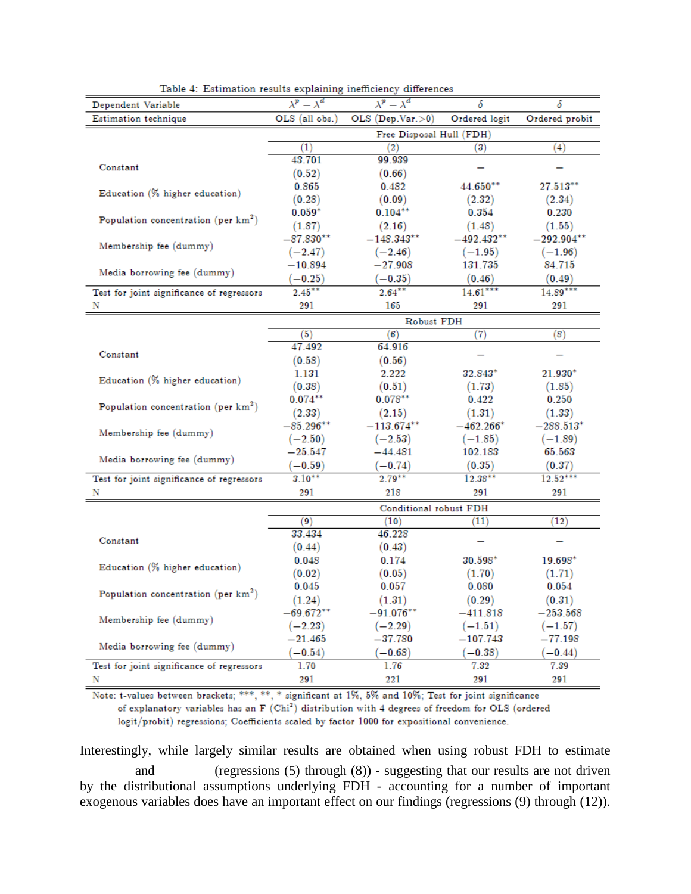Table 4: Estimation results explaining inefficiency differences

| Dependent Variable | $\lambda^p - \lambda^d$ | $\lambda^p - \lambda^d$ | $\delta$ | $\delta$ |
|---|---|---|---|---|
| Estimation technique | OLS (all obs.) | OLS (Dep.Var.>0) | Ordered logit | Ordered probit |
| | **Free Disposal Hull (FDH)** | | | |
| | (1) | (2) | (3) | (4) |
| Constant | 43.701 | 99.939 | – | – |
| | (0.52) | (0.66) | | |
| Education (% higher education) | 0.865 | 0.482 | 44.650** | 27.513** |
| | (0.28) | (0.09) | (2.32) | (2.34) |
| Population concentration (per km$^2$) | 0.059* | 0.104** | 0.354 | 0.230 |
| | (1.87) | (2.16) | (1.48) | (1.55) |
| Membership fee (dummy) | −87.830** | −148.343** | −492.432** | −292.904** |
| | (−2.47) | (−2.46) | (−1.95) | (−1.96) |
| Media borrowing fee (dummy) | −10.894 | −27.908 | 131.735 | 84.715 |
| | (−0.25) | (−0.35) | (0.46) | (0.49) |
| Test for joint significance of regressors | 2.45** | 2.64** | 14.61*** | 14.89*** |
| N | 291 | 165 | 291 | 291 |
| | **Robust FDH** | | | |
| | (5) | (6) | (7) | (8) |
| Constant | 47.492 | 64.916 | – | – |
| | (0.58) | (0.56) | | |
| Education (% higher education) | 1.131 | 2.222 | 32.843* | 21.930* |
| | (0.38) | (0.51) | (1.73) | (1.85) |
| Population concentration (per km$^2$) | 0.074** | 0.078** | 0.422 | 0.250 |
| | (2.33) | (2.15) | (1.31) | (1.33) |
| Membership fee (dummy) | −85.296** | −113.674** | −462.266* | −288.513* |
| | (−2.50) | (−2.53) | (−1.85) | (−1.89) |
| Media borrowing fee (dummy) | −25.547 | −44.481 | 102.183 | 65.563 |
| | (−0.59) | (−0.74) | (0.35) | (0.37) |
| Test for joint significance of regressors | 3.10** | 2.79** | 12.38** | 12.52*** |
| N | 291 | 218 | 291 | 291 |
| | **Conditional robust FDH** | | | |
| | (9) | (10) | (11) | (12) |
| Constant | 33.434 | 46.228 | – | – |
| | (0.44) | (0.43) | | |
| Education (% higher education) | 0.048 | 0.174 | 30.598* | 19.698* |
| | (0.02) | (0.05) | (1.70) | (1.71) |
| Population concentration (per km$^2$) | 0.045 | 0.057 | 0.080 | 0.054 |
| | (1.24) | (1.31) | (0.29) | (0.31) |
| Membership fee (dummy) | −69.672** | −91.076** | −411.818 | −253.568 |
| | (−2.23) | (−2.29) | (−1.51) | (−1.57) |
| Media borrowing fee (dummy) | −21.465 | −37.780 | −107.743 | −77.198 |
| | (−0.54) | (−0.68) | (−0.38) | (−0.44) |
| Test for joint significance of regressors | 1.70 | 1.76 | 7.32 | 7.39 |
| N | 291 | 221 | 291 | 291 |

Note: t-values between brackets; ***, **, * significant at 1%, 5% and 10%; Test for joint significance of explanatory variables has an F (Chi$^2$) distribution with 4 degrees of freedom for OLS (ordered logit/probit) regressions; Coefficients scaled by factor 1000 for expositional convenience.

Interestingly, while largely similar results are obtained when using robust FDH to estimate and (regressions (5) through (8)) - suggesting that our results are not driven by the distributional assumptions underlying FDH - accounting for a number of important exogenous variables does have an important effect on our findings (regressions (9) through (12)).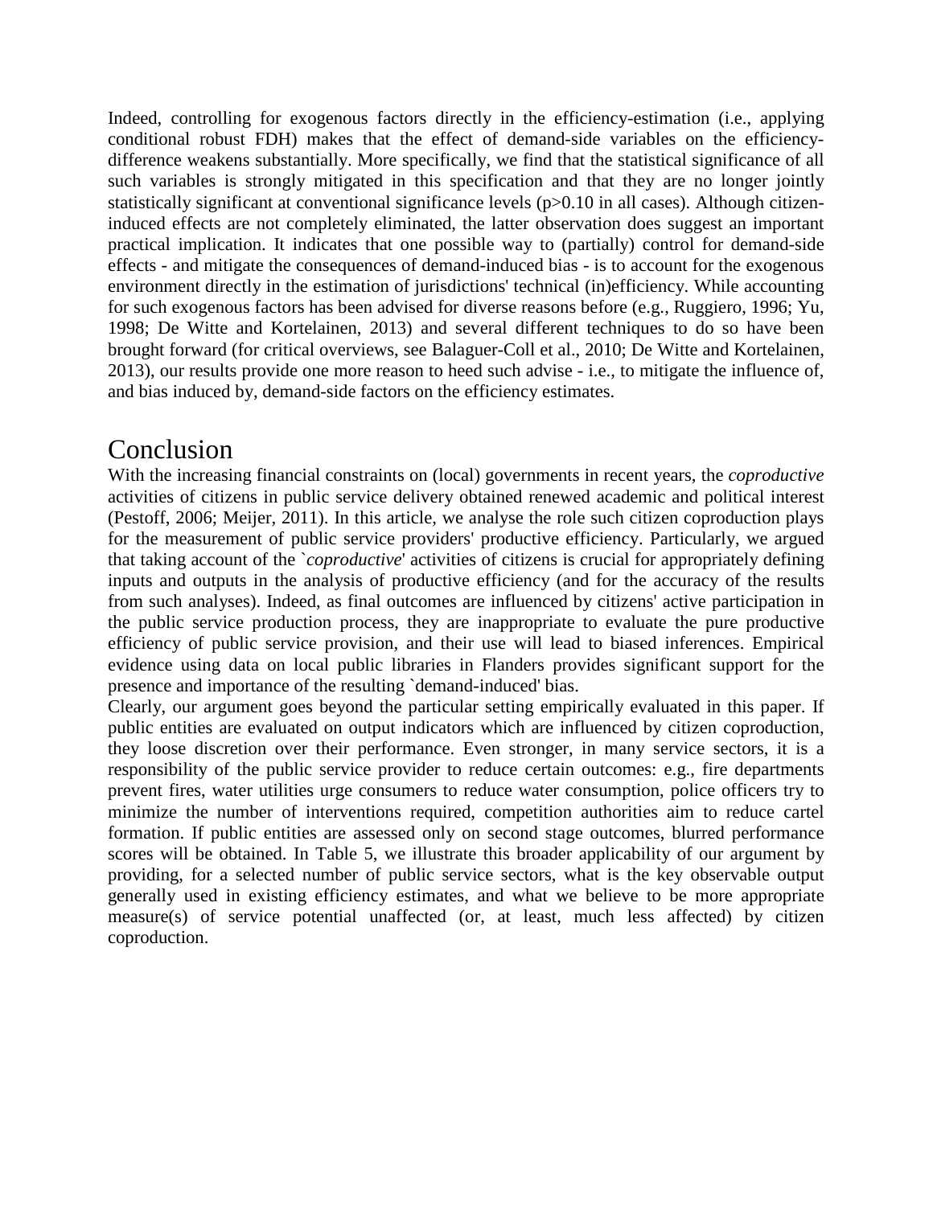Indeed, controlling for exogenous factors directly in the efficiency-estimation (i.e., applying conditional robust FDH) makes that the effect of demand-side variables on the efficiency-difference weakens substantially. More specifically, we find that the statistical significance of all such variables is strongly mitigated in this specification and that they are no longer jointly statistically significant at conventional significance levels ($p>0.10$ in all cases). Although citizen-induced effects are not completely eliminated, the latter observation does suggest an important practical implication. It indicates that one possible way to (partially) control for demand-side effects - and mitigate the consequences of demand-induced bias - is to account for the exogenous environment directly in the estimation of jurisdictions' technical (in)efficiency. While accounting for such exogenous factors has been advised for diverse reasons before (e.g., Ruggiero, 1996; Yu, 1998; De Witte and Kortelainen, 2013) and several different techniques to do so have been brought forward (for critical overviews, see Balaguer-Coll et al., 2010; De Witte and Kortelainen, 2013), our results provide one more reason to heed such advise - i.e., to mitigate the influence of, and bias induced by, demand-side factors on the efficiency estimates.

# Conclusion

With the increasing financial constraints on (local) governments in recent years, the *coproductive* activities of citizens in public service delivery obtained renewed academic and political interest (Pestoff, 2006; Meijer, 2011). In this article, we analyse the role such citizen coproduction plays for the measurement of public service providers' productive efficiency. Particularly, we argued that taking account of the `*coproductive*' activities of citizens is crucial for appropriately defining inputs and outputs in the analysis of productive efficiency (and for the accuracy of the results from such analyses). Indeed, as final outcomes are influenced by citizens' active participation in the public service production process, they are inappropriate to evaluate the pure productive efficiency of public service provision, and their use will lead to biased inferences. Empirical evidence using data on local public libraries in Flanders provides significant support for the presence and importance of the resulting `demand-induced' bias.

Clearly, our argument goes beyond the particular setting empirically evaluated in this paper. If public entities are evaluated on output indicators which are influenced by citizen coproduction, they loose discretion over their performance. Even stronger, in many service sectors, it is a responsibility of the public service provider to reduce certain outcomes: e.g., fire departments prevent fires, water utilities urge consumers to reduce water consumption, police officers try to minimize the number of interventions required, competition authorities aim to reduce cartel formation. If public entities are assessed only on second stage outcomes, blurred performance scores will be obtained. In Table 5, we illustrate this broader applicability of our argument by providing, for a selected number of public service sectors, what is the key observable output generally used in existing efficiency estimates, and what we believe to be more appropriate measure(s) of service potential unaffected (or, at least, much less affected) by citizen coproduction.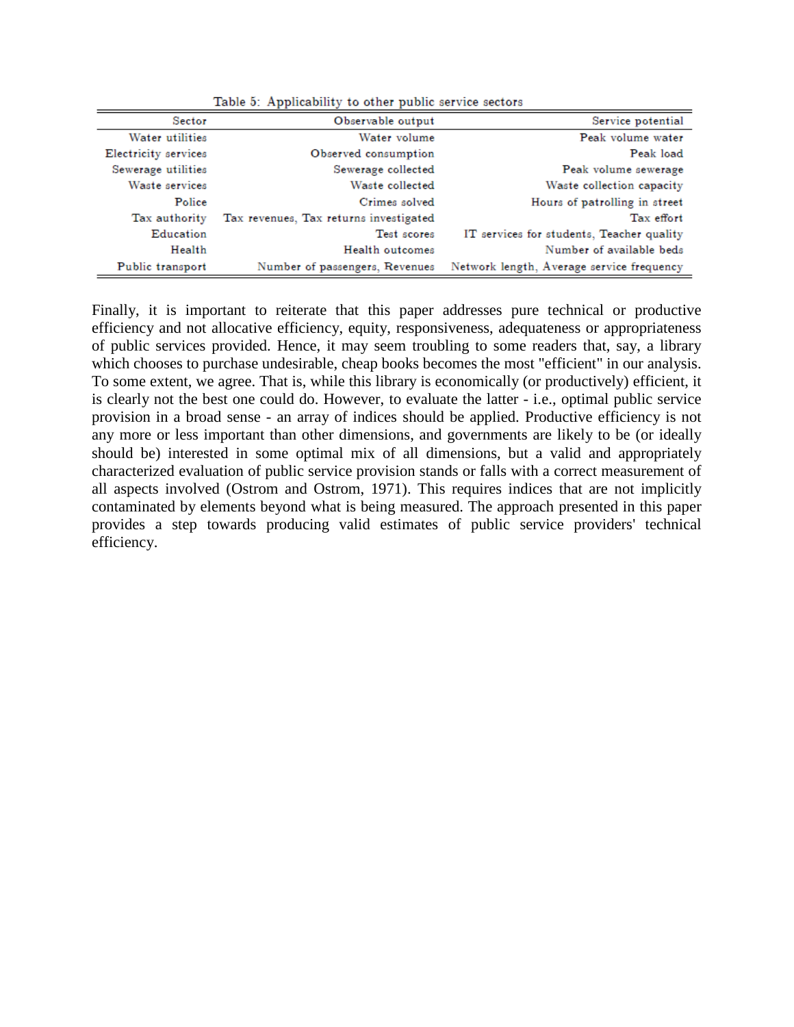Table 5: Applicability to other public service sectors

| Sector | Observable output | Service potential |
|---|---|---|
| Water utilities | Water volume | Peak volume water |
| Electricity services | Observed consumption | Peak load |
| Sewerage utilities | Sewerage collected | Peak volume sewerage |
| Waste services | Waste collected | Waste collection capacity |
| Police | Crimes solved | Hours of patrolling in street |
| Tax authority | Tax revenues, Tax returns investigated | Tax effort |
| Education | Test scores | IT services for students, Teacher quality |
| Health | Health outcomes | Number of available beds |
| Public transport | Number of passengers, Revenues | Network length, Average service frequency |

Finally, it is important to reiterate that this paper addresses pure technical or productive efficiency and not allocative efficiency, equity, responsiveness, adequateness or appropriateness of public services provided. Hence, it may seem troubling to some readers that, say, a library which chooses to purchase undesirable, cheap books becomes the most "efficient" in our analysis. To some extent, we agree. That is, while this library is economically (or productively) efficient, it is clearly not the best one could do. However, to evaluate the latter - i.e., optimal public service provision in a broad sense - an array of indices should be applied. Productive efficiency is not any more or less important than other dimensions, and governments are likely to be (or ideally should be) interested in some optimal mix of all dimensions, but a valid and appropriately characterized evaluation of public service provision stands or falls with a correct measurement of all aspects involved (Ostrom and Ostrom, 1971). This requires indices that are not implicitly contaminated by elements beyond what is being measured. The approach presented in this paper provides a step towards producing valid estimates of public service providers' technical efficiency.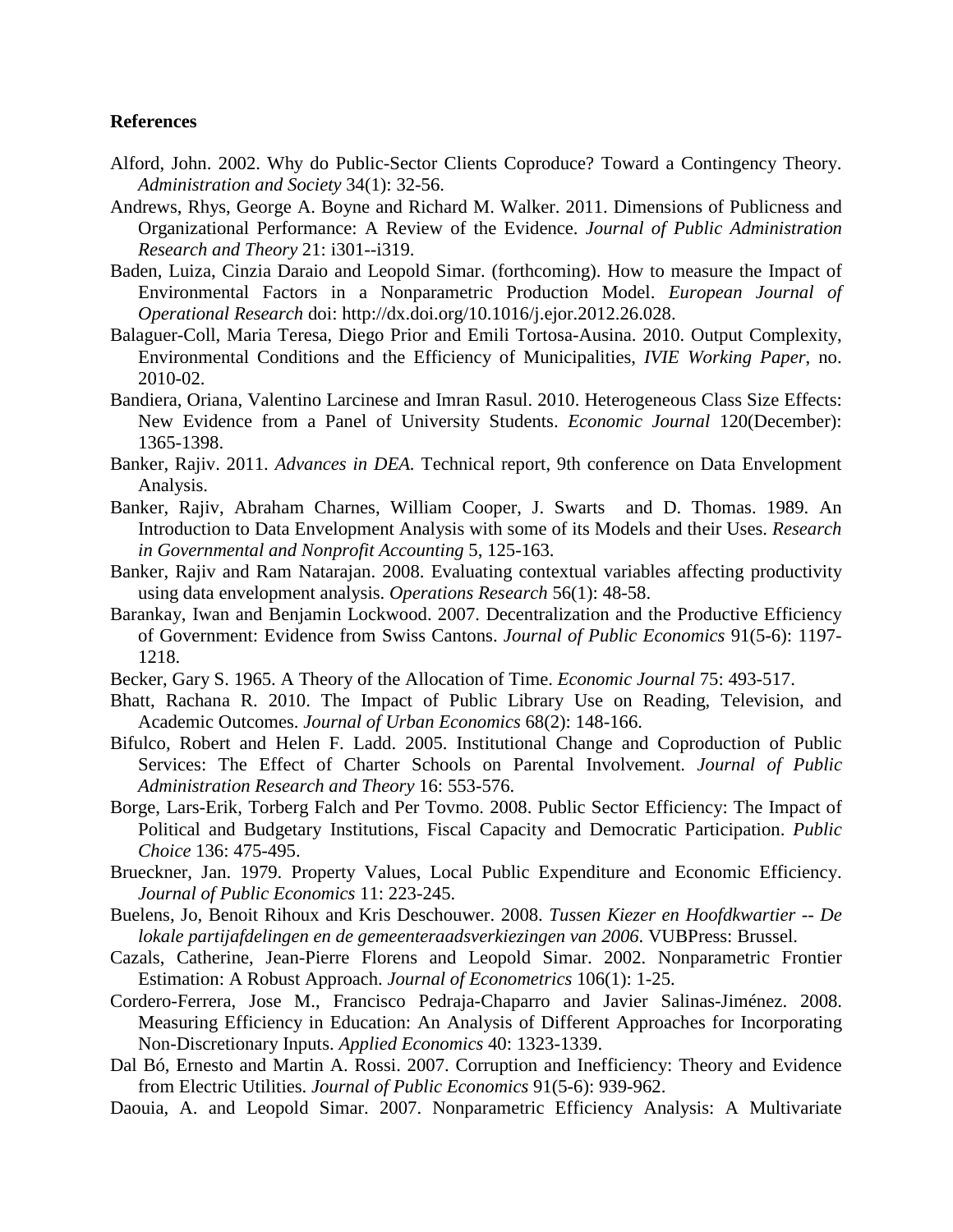**References**

Alford, John. 2002. Why do Public-Sector Clients Coproduce? Toward a Contingency Theory. *Administration and Society* 34(1): 32-56.

Andrews, Rhys, George A. Boyne and Richard M. Walker. 2011. Dimensions of Publicness and Organizational Performance: A Review of the Evidence. *Journal of Public Administration Research and Theory* 21: i301--i319.

Baden, Luiza, Cinzia Daraio and Leopold Simar. (forthcoming). How to measure the Impact of Environmental Factors in a Nonparametric Production Model. *European Journal of Operational Research* doi: http://dx.doi.org/10.1016/j.ejor.2012.26.028.

Balaguer-Coll, Maria Teresa, Diego Prior and Emili Tortosa-Ausina. 2010. Output Complexity, Environmental Conditions and the Efficiency of Municipalities, *IVIE Working Paper*, no. 2010-02.

Bandiera, Oriana, Valentino Larcinese and Imran Rasul. 2010. Heterogeneous Class Size Effects: New Evidence from a Panel of University Students. *Economic Journal* 120(December): 1365-1398.

Banker, Rajiv. 2011. *Advances in DEA.* Technical report, 9th conference on Data Envelopment Analysis.

Banker, Rajiv, Abraham Charnes, William Cooper, J. Swarts and D. Thomas. 1989. An Introduction to Data Envelopment Analysis with some of its Models and their Uses. *Research in Governmental and Nonprofit Accounting* 5, 125-163.

Banker, Rajiv and Ram Natarajan. 2008. Evaluating contextual variables affecting productivity using data envelopment analysis. *Operations Research* 56(1): 48-58.

Barankay, Iwan and Benjamin Lockwood. 2007. Decentralization and the Productive Efficiency of Government: Evidence from Swiss Cantons. *Journal of Public Economics* 91(5-6): 1197-1218.

Becker, Gary S. 1965. A Theory of the Allocation of Time. *Economic Journal* 75: 493-517.

Bhatt, Rachana R. 2010. The Impact of Public Library Use on Reading, Television, and Academic Outcomes. *Journal of Urban Economics* 68(2): 148-166.

Bifulco, Robert and Helen F. Ladd. 2005. Institutional Change and Coproduction of Public Services: The Effect of Charter Schools on Parental Involvement. *Journal of Public Administration Research and Theory* 16: 553-576.

Borge, Lars-Erik, Torberg Falch and Per Tovmo. 2008. Public Sector Efficiency: The Impact of Political and Budgetary Institutions, Fiscal Capacity and Democratic Participation. *Public Choice* 136: 475-495.

Brueckner, Jan. 1979. Property Values, Local Public Expenditure and Economic Efficiency. *Journal of Public Economics* 11: 223-245.

Buelens, Jo, Benoit Rihoux and Kris Deschouwer. 2008. *Tussen Kiezer en Hoofdkwartier -- De lokale partijafdelingen en de gemeenteraadsverkiezingen van 2006*. VUBPress: Brussel.

Cazals, Catherine, Jean-Pierre Florens and Leopold Simar. 2002. Nonparametric Frontier Estimation: A Robust Approach. *Journal of Econometrics* 106(1): 1-25.

Cordero-Ferrera, Jose M., Francisco Pedraja-Chaparro and Javier Salinas-Jiménez. 2008. Measuring Efficiency in Education: An Analysis of Different Approaches for Incorporating Non-Discretionary Inputs. *Applied Economics* 40: 1323-1339.

Dal Bó, Ernesto and Martin A. Rossi. 2007. Corruption and Inefficiency: Theory and Evidence from Electric Utilities. *Journal of Public Economics* 91(5-6): 939-962.

Daouia, A. and Leopold Simar. 2007. Nonparametric Efficiency Analysis: A Multivariate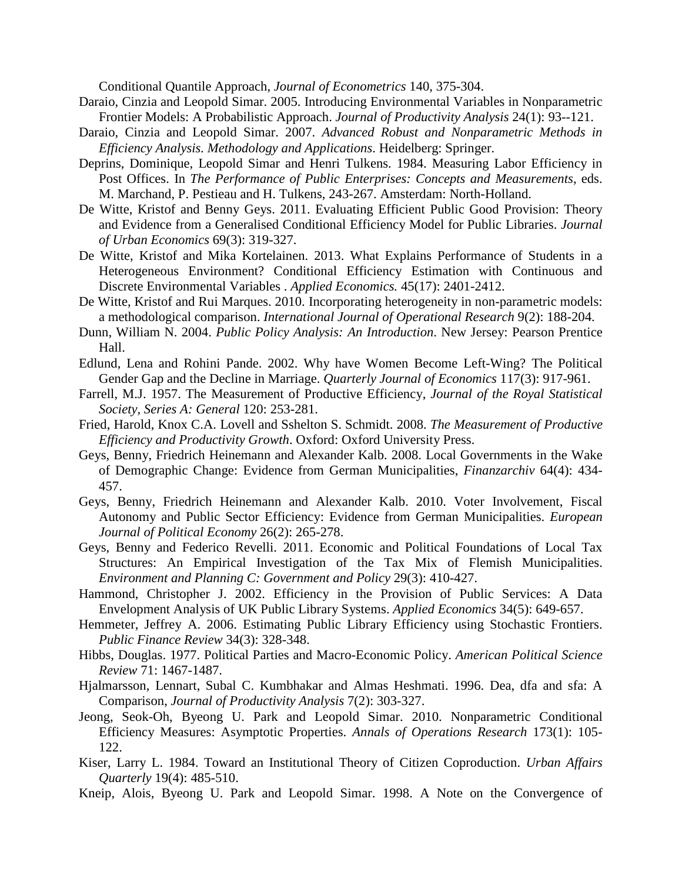Conditional Quantile Approach, *Journal of Econometrics* 140, 375-304.

Daraio, Cinzia and Leopold Simar. 2005. Introducing Environmental Variables in Nonparametric Frontier Models: A Probabilistic Approach. *Journal of Productivity Analysis* 24(1): 93--121.

Daraio, Cinzia and Leopold Simar. 2007. *Advanced Robust and Nonparametric Methods in Efficiency Analysis. Methodology and Applications*. Heidelberg: Springer.

Deprins, Dominique, Leopold Simar and Henri Tulkens. 1984. Measuring Labor Efficiency in Post Offices. In *The Performance of Public Enterprises: Concepts and Measurements*, eds. M. Marchand, P. Pestieau and H. Tulkens, 243-267. Amsterdam: North-Holland.

De Witte, Kristof and Benny Geys. 2011. Evaluating Efficient Public Good Provision: Theory and Evidence from a Generalised Conditional Efficiency Model for Public Libraries. *Journal of Urban Economics* 69(3): 319-327.

De Witte, Kristof and Mika Kortelainen. 2013. What Explains Performance of Students in a Heterogeneous Environment? Conditional Efficiency Estimation with Continuous and Discrete Environmental Variables . *Applied Economics.* 45(17): 2401-2412.

De Witte, Kristof and Rui Marques. 2010. Incorporating heterogeneity in non-parametric models: a methodological comparison. *International Journal of Operational Research* 9(2): 188-204.

Dunn, William N. 2004. *Public Policy Analysis: An Introduction*. New Jersey: Pearson Prentice Hall.

Edlund, Lena and Rohini Pande. 2002. Why have Women Become Left-Wing? The Political Gender Gap and the Decline in Marriage. *Quarterly Journal of Economics* 117(3): 917-961.

Farrell, M.J. 1957. The Measurement of Productive Efficiency, *Journal of the Royal Statistical Society, Series A: General* 120: 253-281.

Fried, Harold, Knox C.A. Lovell and Sshelton S. Schmidt. 2008. *The Measurement of Productive Efficiency and Productivity Growth*. Oxford: Oxford University Press.

Geys, Benny, Friedrich Heinemann and Alexander Kalb. 2008. Local Governments in the Wake of Demographic Change: Evidence from German Municipalities, *Finanzarchiv* 64(4): 434-457.

Geys, Benny, Friedrich Heinemann and Alexander Kalb. 2010. Voter Involvement, Fiscal Autonomy and Public Sector Efficiency: Evidence from German Municipalities. *European Journal of Political Economy* 26(2): 265-278.

Geys, Benny and Federico Revelli. 2011. Economic and Political Foundations of Local Tax Structures: An Empirical Investigation of the Tax Mix of Flemish Municipalities. *Environment and Planning C: Government and Policy* 29(3): 410-427.

Hammond, Christopher J. 2002. Efficiency in the Provision of Public Services: A Data Envelopment Analysis of UK Public Library Systems. *Applied Economics* 34(5): 649-657.

Hemmeter, Jeffrey A. 2006. Estimating Public Library Efficiency using Stochastic Frontiers. *Public Finance Review* 34(3): 328-348.

Hibbs, Douglas. 1977. Political Parties and Macro-Economic Policy. *American Political Science Review* 71: 1467-1487.

Hjalmarsson, Lennart, Subal C. Kumbhakar and Almas Heshmati. 1996. Dea, dfa and sfa: A Comparison, *Journal of Productivity Analysis* 7(2): 303-327.

Jeong, Seok-Oh, Byeong U. Park and Leopold Simar. 2010. Nonparametric Conditional Efficiency Measures: Asymptotic Properties. *Annals of Operations Research* 173(1): 105-122.

Kiser, Larry L. 1984. Toward an Institutional Theory of Citizen Coproduction. *Urban Affairs Quarterly* 19(4): 485-510.

Kneip, Alois, Byeong U. Park and Leopold Simar. 1998. A Note on the Convergence of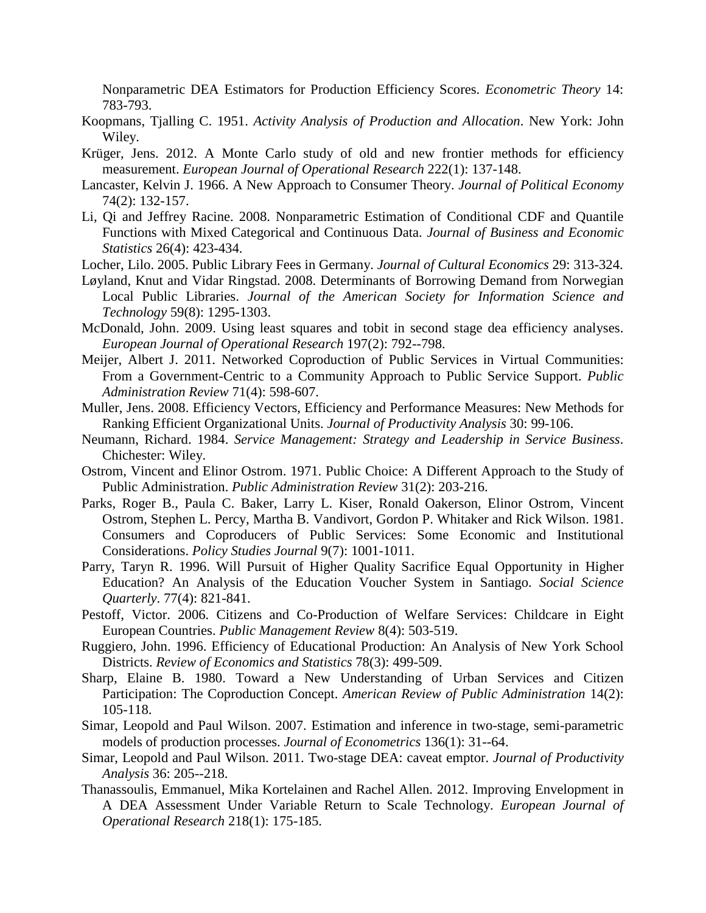Nonparametric DEA Estimators for Production Efficiency Scores. *Econometric Theory* 14: 783-793.

Koopmans, Tjalling C. 1951. *Activity Analysis of Production and Allocation*. New York: John Wiley.

Krüger, Jens. 2012. A Monte Carlo study of old and new frontier methods for efficiency measurement. *European Journal of Operational Research* 222(1): 137-148.

Lancaster, Kelvin J. 1966. A New Approach to Consumer Theory. *Journal of Political Economy* 74(2): 132-157.

Li, Qi and Jeffrey Racine. 2008. Nonparametric Estimation of Conditional CDF and Quantile Functions with Mixed Categorical and Continuous Data. *Journal of Business and Economic Statistics* 26(4): 423-434.

Locher, Lilo. 2005. Public Library Fees in Germany. *Journal of Cultural Economics* 29: 313-324.

Løyland, Knut and Vidar Ringstad. 2008. Determinants of Borrowing Demand from Norwegian Local Public Libraries. *Journal of the American Society for Information Science and Technology* 59(8): 1295-1303.

McDonald, John. 2009. Using least squares and tobit in second stage dea efficiency analyses. *European Journal of Operational Research* 197(2): 792--798.

Meijer, Albert J. 2011. Networked Coproduction of Public Services in Virtual Communities: From a Government-Centric to a Community Approach to Public Service Support. *Public Administration Review* 71(4): 598-607.

Muller, Jens. 2008. Efficiency Vectors, Efficiency and Performance Measures: New Methods for Ranking Efficient Organizational Units. *Journal of Productivity Analysis* 30: 99-106.

Neumann, Richard. 1984. *Service Management: Strategy and Leadership in Service Business*. Chichester: Wiley.

Ostrom, Vincent and Elinor Ostrom. 1971. Public Choice: A Different Approach to the Study of Public Administration. *Public Administration Review* 31(2): 203-216.

Parks, Roger B., Paula C. Baker, Larry L. Kiser, Ronald Oakerson, Elinor Ostrom, Vincent Ostrom, Stephen L. Percy, Martha B. Vandivort, Gordon P. Whitaker and Rick Wilson. 1981. Consumers and Coproducers of Public Services: Some Economic and Institutional Considerations. *Policy Studies Journal* 9(7): 1001-1011.

Parry, Taryn R. 1996. Will Pursuit of Higher Quality Sacrifice Equal Opportunity in Higher Education? An Analysis of the Education Voucher System in Santiago. *Social Science Quarterly*. 77(4): 821-841.

Pestoff, Victor. 2006. Citizens and Co-Production of Welfare Services: Childcare in Eight European Countries. *Public Management Review* 8(4): 503-519.

Ruggiero, John. 1996. Efficiency of Educational Production: An Analysis of New York School Districts. *Review of Economics and Statistics* 78(3): 499-509.

Sharp, Elaine B. 1980. Toward a New Understanding of Urban Services and Citizen Participation: The Coproduction Concept. *American Review of Public Administration* 14(2): 105-118.

Simar, Leopold and Paul Wilson. 2007. Estimation and inference in two-stage, semi-parametric models of production processes. *Journal of Econometrics* 136(1): 31--64.

Simar, Leopold and Paul Wilson. 2011. Two-stage DEA: caveat emptor. *Journal of Productivity Analysis* 36: 205--218.

Thanassoulis, Emmanuel, Mika Kortelainen and Rachel Allen. 2012. Improving Envelopment in A DEA Assessment Under Variable Return to Scale Technology. *European Journal of Operational Research* 218(1): 175-185.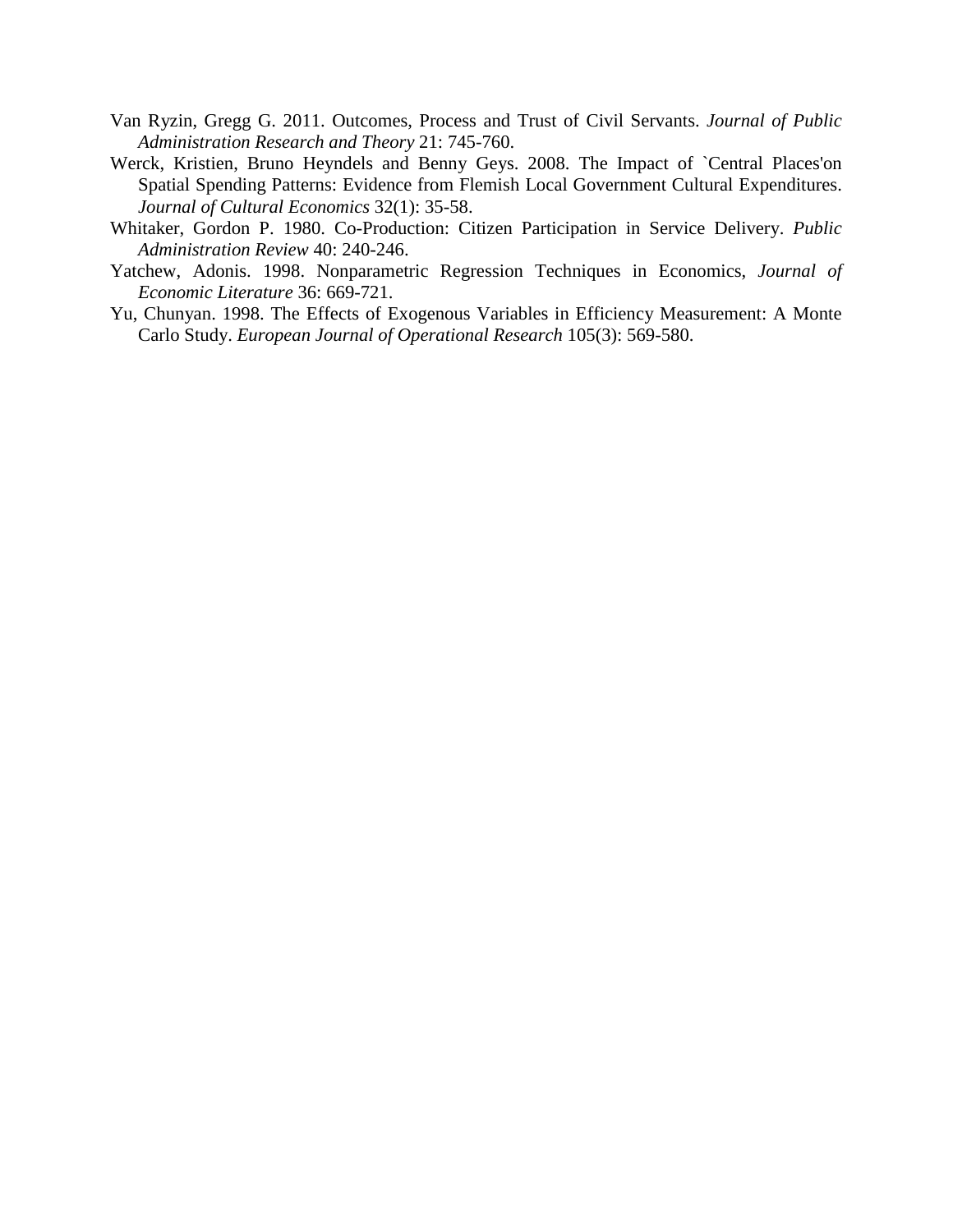Van Ryzin, Gregg G. 2011. Outcomes, Process and Trust of Civil Servants. *Journal of Public Administration Research and Theory* 21: 745-760.

Werck, Kristien, Bruno Heyndels and Benny Geys. 2008. The Impact of `Central Places'on Spatial Spending Patterns: Evidence from Flemish Local Government Cultural Expenditures. *Journal of Cultural Economics* 32(1): 35-58.

Whitaker, Gordon P. 1980. Co-Production: Citizen Participation in Service Delivery. *Public Administration Review* 40: 240-246.

Yatchew, Adonis. 1998. Nonparametric Regression Techniques in Economics, *Journal of Economic Literature* 36: 669-721.

Yu, Chunyan. 1998. The Effects of Exogenous Variables in Efficiency Measurement: A Monte Carlo Study. *European Journal of Operational Research* 105(3): 569-580.